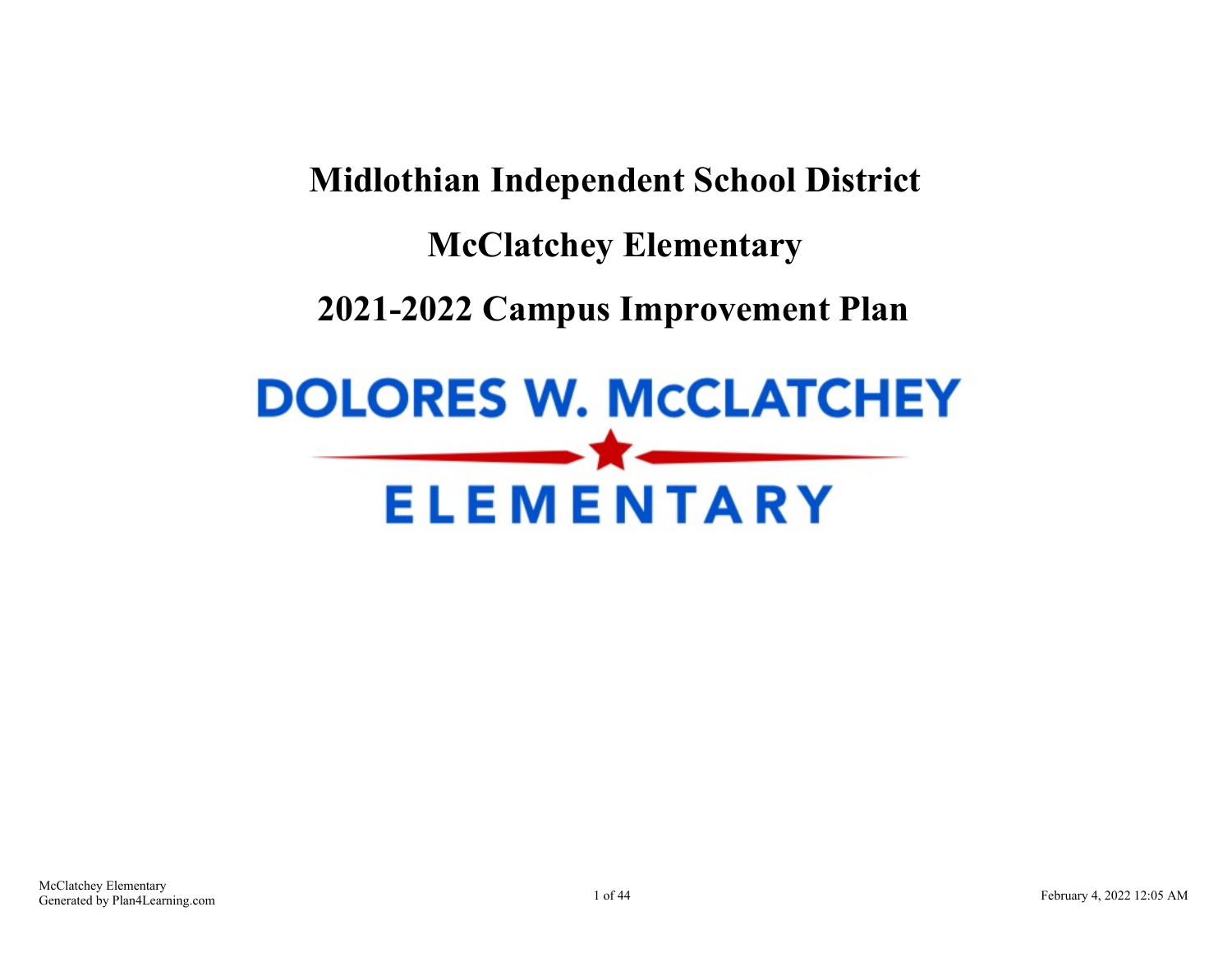# Midlothian Independent School District

# McClatchey Elementary

# 2021-2022 Campus Improvement Plan

DOLORES W. McCLATCHEY

ELEMENTARY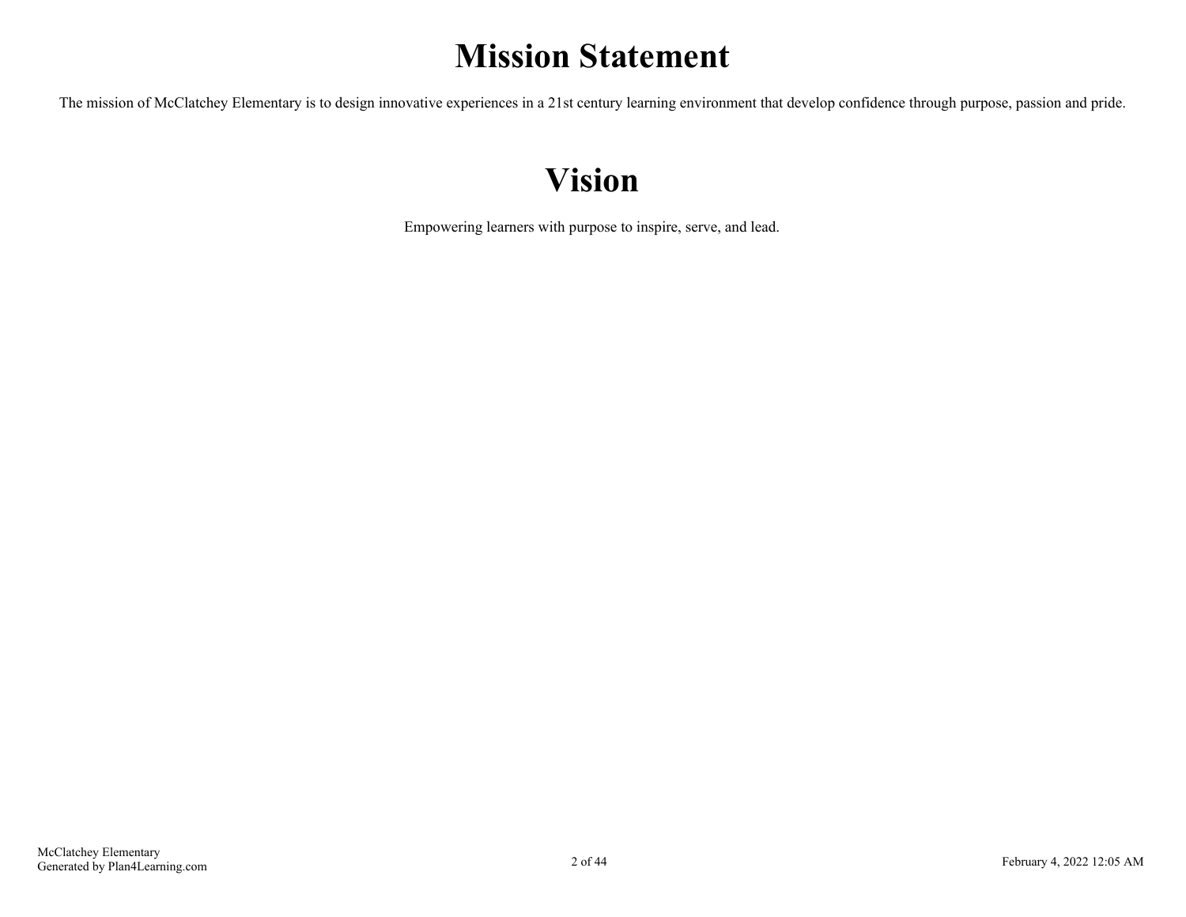# Mission Statement

The mission of McClatchey Elementary is to design innovative experiences in a 21st century learning environment that develop confidence through purpose, passion and pride.

# Vision

Empowering learners with purpose to inspire, serve, and lead.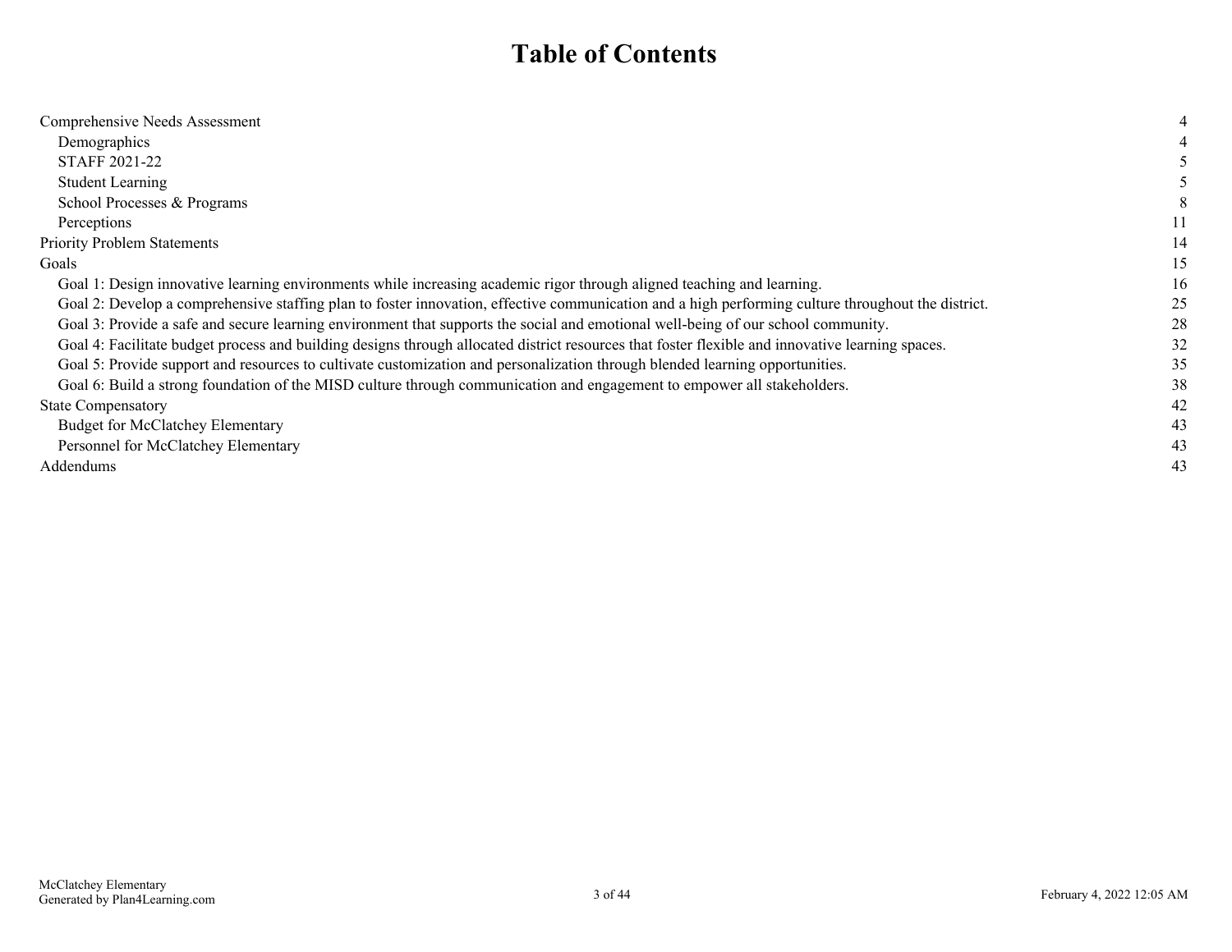# Table of Contents

| | |
|---|---|
| Comprehensive Needs Assessment | 4 |
| Demographics | 4 |
| STAFF 2021-22 | 5 |
| Student Learning | 5 |
| School Processes & Programs | 8 |
| Perceptions | 11 |
| Priority Problem Statements | 14 |
| Goals | 15 |
| Goal 1: Design innovative learning environments while increasing academic rigor through aligned teaching and learning. | 16 |
| Goal 2: Develop a comprehensive staffing plan to foster innovation, effective communication and a high performing culture throughout the district. | 25 |
| Goal 3: Provide a safe and secure learning environment that supports the social and emotional well-being of our school community. | 28 |
| Goal 4: Facilitate budget process and building designs through allocated district resources that foster flexible and innovative learning spaces. | 32 |
| Goal 5: Provide support and resources to cultivate customization and personalization through blended learning opportunities. | 35 |
| Goal 6: Build a strong foundation of the MISD culture through communication and engagement to empower all stakeholders. | 38 |
| State Compensatory | 42 |
| Budget for McClatchey Elementary | 43 |
| Personnel for McClatchey Elementary | 43 |
| Addendums | 43 |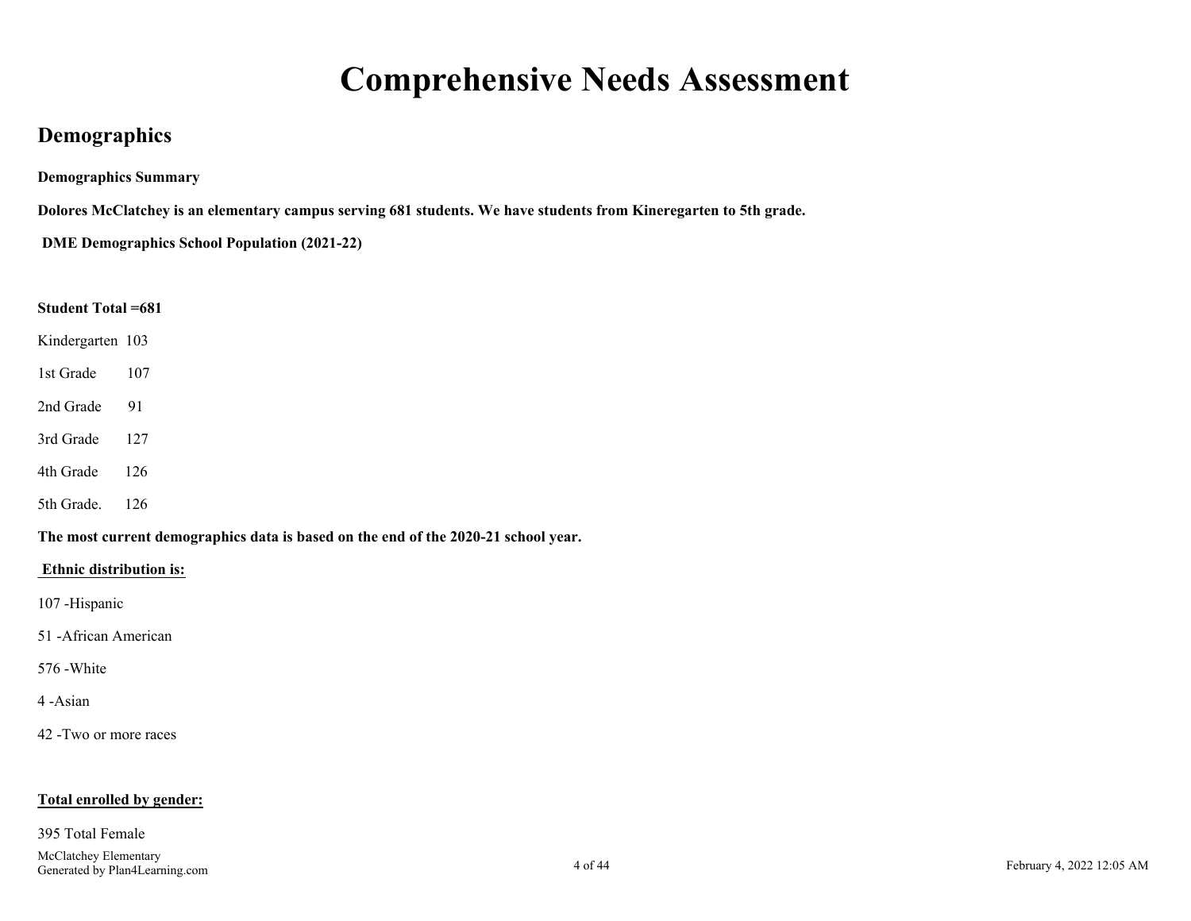# Comprehensive Needs Assessment

## Demographics

**Demographics Summary**

**Dolores McClatchey is an elementary campus serving 681 students. We have students from Kineregarten to 5th grade.**

**DME Demographics School Population (2021-22)**

**Student Total =681**

Kindergarten 103

1st Grade 107

2nd Grade 91

3rd Grade 127

4th Grade 126

5th Grade. 126

**The most current demographics data is based on the end of the 2020-21 school year.**

**Ethnic distribution is:**

107 -Hispanic

51 -African American

576 -White

4 -Asian

42 -Two or more races

**Total enrolled by gender:**

395 Total Female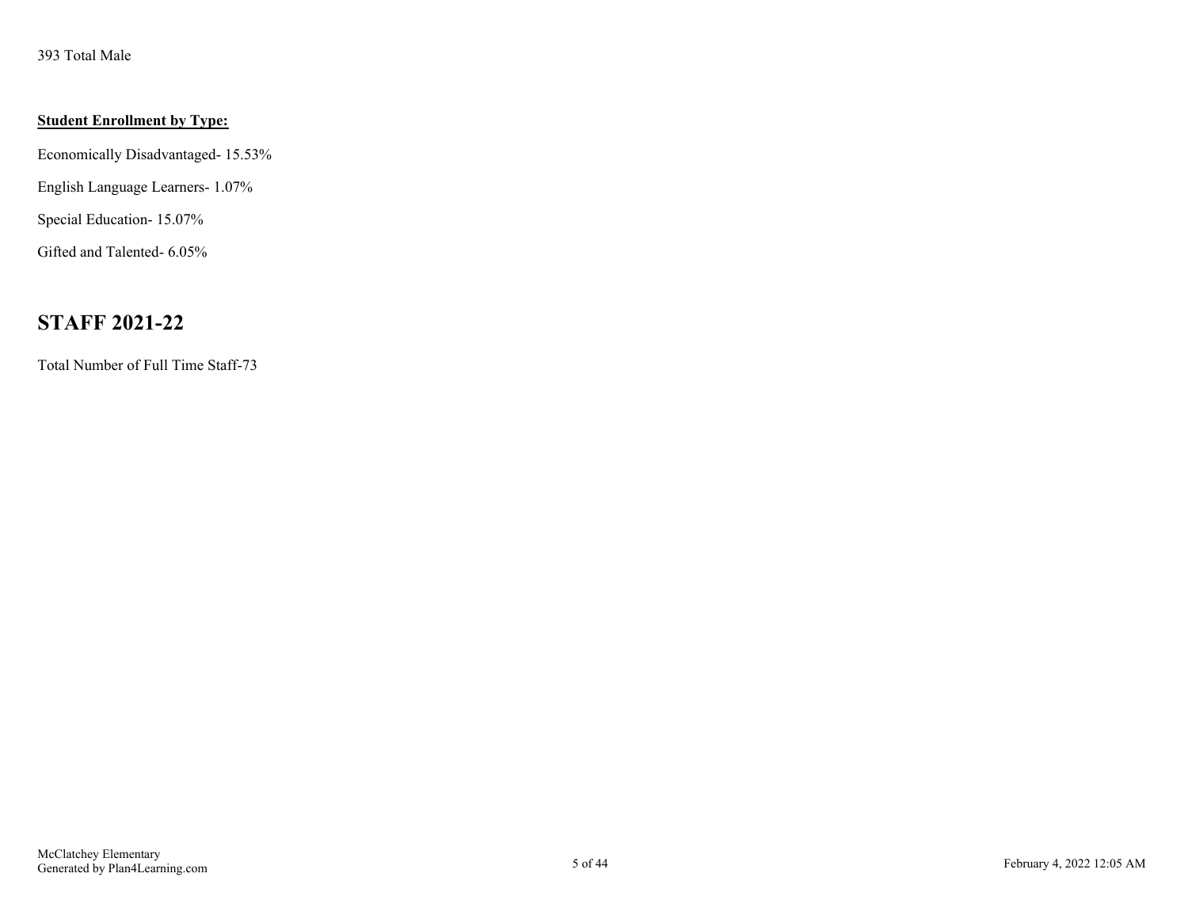393 Total Male

**Student Enrollment by Type:**

Economically Disadvantaged- 15.53%

English Language Learners- 1.07%

Special Education- 15.07%

Gifted and Talented- 6.05%

## STAFF 2021-22

Total Number of Full Time Staff-73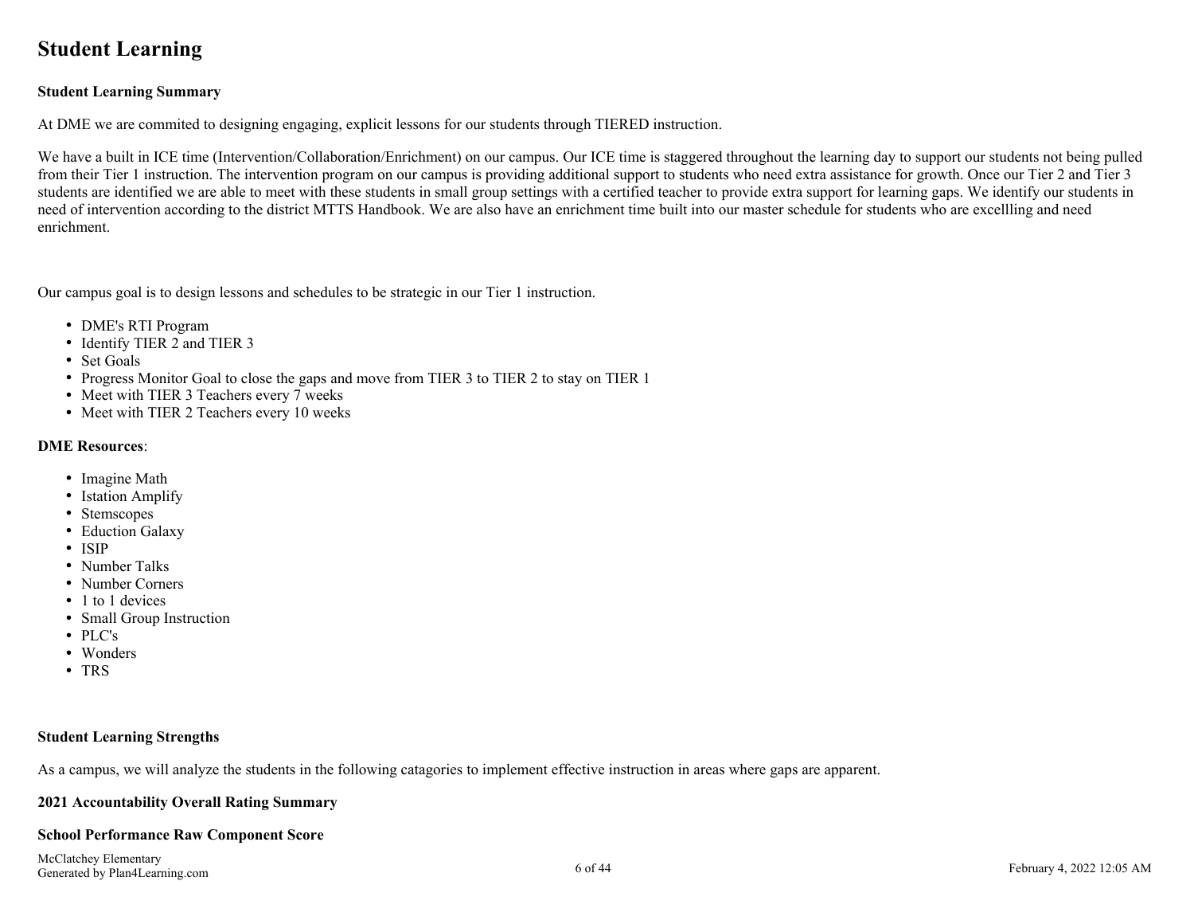# Student Learning

**Student Learning Summary**

At DME we are commited to designing engaging, explicit lessons for our students through TIERED instruction.

We have a built in ICE time (Intervention/Collaboration/Enrichment) on our campus. Our ICE time is staggered throughout the learning day to support our students not being pulled from their Tier 1 instruction. The intervention program on our campus is providing additional support to students who need extra assistance for growth. Once our Tier 2 and Tier 3 students are identified we are able to meet with these students in small group settings with a certified teacher to provide extra support for learning gaps. We identify our students in need of intervention according to the district MTTS Handbook. We are also have an enrichment time built into our master schedule for students who are excellling and need enrichment.

Our campus goal is to design lessons and schedules to be strategic in our Tier 1 instruction.

- DME's RTI Program
- Identify TIER 2 and TIER 3
- Set Goals
- Progress Monitor Goal to close the gaps and move from TIER 3 to TIER 2 to stay on TIER 1
- Meet with TIER 3 Teachers every 7 weeks
- Meet with TIER 2 Teachers every 10 weeks

**DME Resources**:

- Imagine Math
- Istation Amplify
- Stemscopes
- Eduction Galaxy
- ISIP
- Number Talks
- Number Corners
- 1 to 1 devices
- Small Group Instruction
- PLC's
- Wonders
- TRS

**Student Learning Strengths**

As a campus, we will analyze the students in the following catagories to implement effective instruction in areas where gaps are apparent.

**2021 Accountability Overall Rating Summary**

**School Performance Raw Component Score**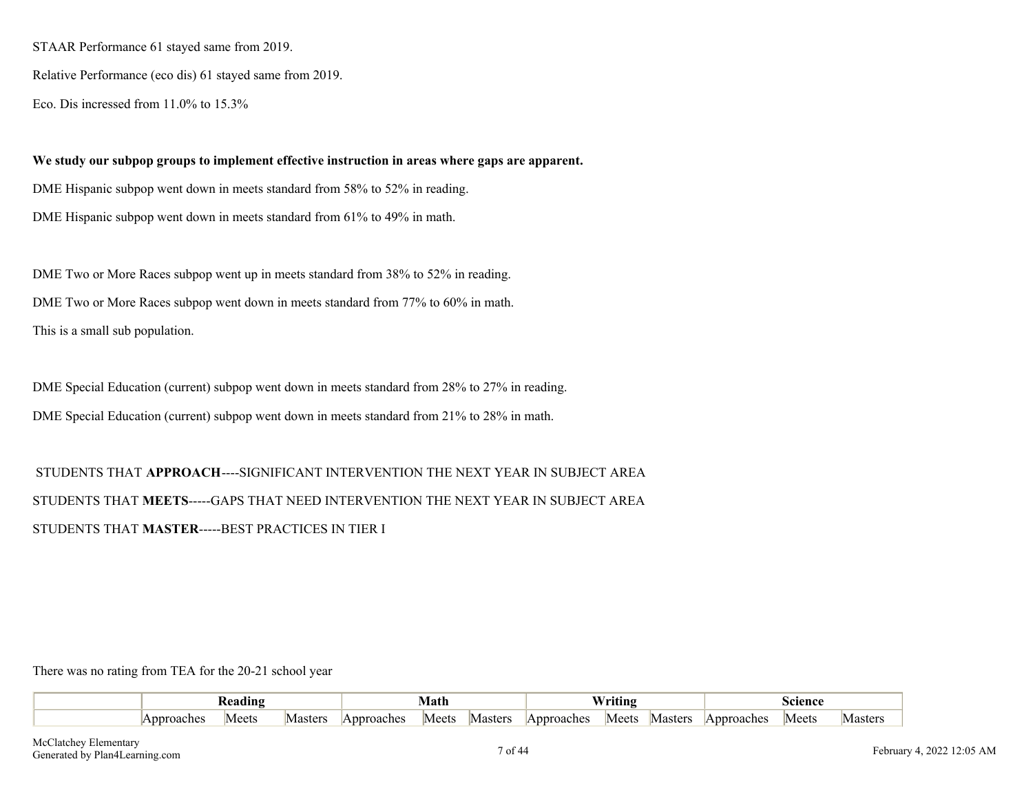STAAR Performance 61 stayed same from 2019.

Relative Performance (eco dis) 61 stayed same from 2019.

Eco. Dis incressed from 11.0% to 15.3%

**We study our subpop groups to implement effective instruction in areas where gaps are apparent.**

DME Hispanic subpop went down in meets standard from 58% to 52% in reading.

DME Hispanic subpop went down in meets standard from 61% to 49% in math.

DME Two or More Races subpop went up in meets standard from 38% to 52% in reading.

DME Two or More Races subpop went down in meets standard from 77% to 60% in math.

This is a small sub population.

DME Special Education (current) subpop went down in meets standard from 28% to 27% in reading.

DME Special Education (current) subpop went down in meets standard from 21% to 28% in math.

STUDENTS THAT **APPROACH**----SIGNIFICANT INTERVENTION THE NEXT YEAR IN SUBJECT AREA

STUDENTS THAT **MEETS**-----GAPS THAT NEED INTERVENTION THE NEXT YEAR IN SUBJECT AREA

STUDENTS THAT **MASTER**-----BEST PRACTICES IN TIER I

There was no rating from TEA for the 20-21 school year

| | **Reading** | | | **Math** | | | **Writing** | | | **Science** | | |
|---|---|---|---|---|---|---|---|---|---|---|---|---|
| | Approaches | Meets | Masters | Approaches | Meets | Masters | Approaches | Meets | Masters | Approaches | Meets | Masters |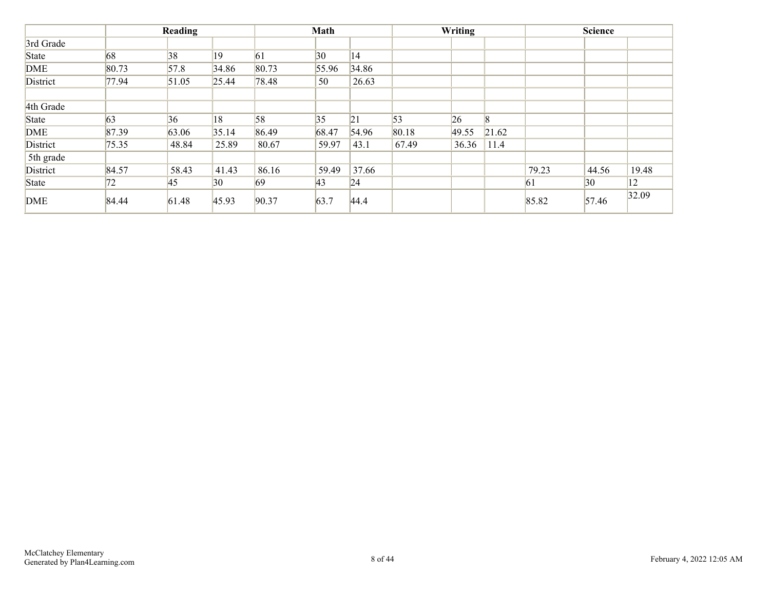| | Reading | | | Math | | | Writing | | | Science | | |
|---|---|---|---|---|---|---|---|---|---|---|---|---|
| 3rd Grade | | | | | | | | | | | | |
| State | 68 | 38 | 19 | 61 | 30 | 14 | | | | | | |
| DME | 80.73 | 57.8 | 34.86 | 80.73 | 55.96 | 34.86 | | | | | | |
| District | 77.94 | 51.05 | 25.44 | 78.48 | 50 | 26.63 | | | | | | |
| | | | | | | | | | | | | |
| 4th Grade | | | | | | | | | | | | |
| State | 63 | 36 | 18 | 58 | 35 | 21 | 53 | 26 | 8 | | | |
| DME | 87.39 | 63.06 | 35.14 | 86.49 | 68.47 | 54.96 | 80.18 | 49.55 | 21.62 | | | |
| District | 75.35 | 48.84 | 25.89 | 80.67 | 59.97 | 43.1 | 67.49 | 36.36 | 11.4 | | | |
| 5th grade | | | | | | | | | | | | |
| District | 84.57 | 58.43 | 41.43 | 86.16 | 59.49 | 37.66 | | | | 79.23 | 44.56 | 19.48 |
| State | 72 | 45 | 30 | 69 | 43 | 24 | | | | 61 | 30 | 12 |
| DME | 84.44 | 61.48 | 45.93 | 90.37 | 63.7 | 44.4 | | | | 85.82 | 57.46 | 32.09 |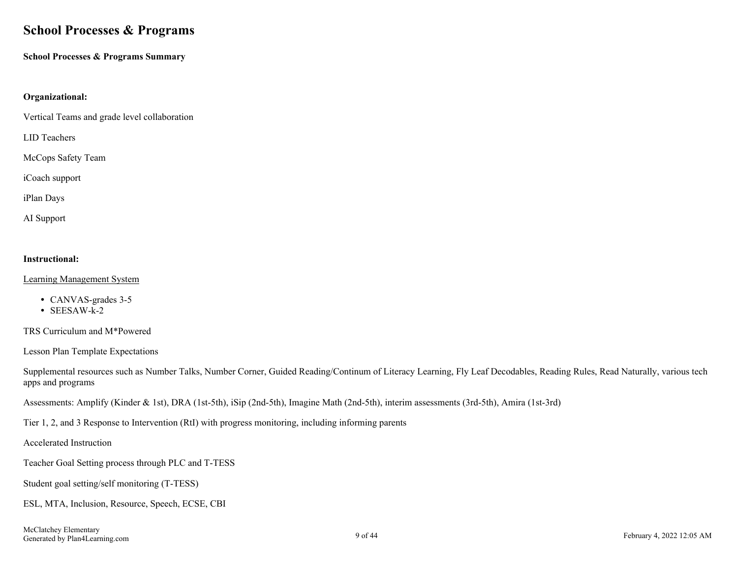# School Processes & Programs

**School Processes & Programs Summary**

**Organizational:**

Vertical Teams and grade level collaboration

LID Teachers

McCops Safety Team

iCoach support

iPlan Days

AI Support

**Instructional:**

<u>Learning Management System</u>

- CANVAS-grades 3-5
- SEESAW-k-2

TRS Curriculum and M*Powered

Lesson Plan Template Expectations

Supplemental resources such as Number Talks, Number Corner, Guided Reading/Continum of Literacy Learning, Fly Leaf Decodables, Reading Rules, Read Naturally, various tech apps and programs

Assessments: Amplify (Kinder & 1st), DRA (1st-5th), iSip (2nd-5th), Imagine Math (2nd-5th), interim assessments (3rd-5th), Amira (1st-3rd)

Tier 1, 2, and 3 Response to Intervention (RtI) with progress monitoring, including informing parents

Accelerated Instruction

Teacher Goal Setting process through PLC and T-TESS

Student goal setting/self monitoring (T-TESS)

ESL, MTA, Inclusion, Resource, Speech, ECSE, CBI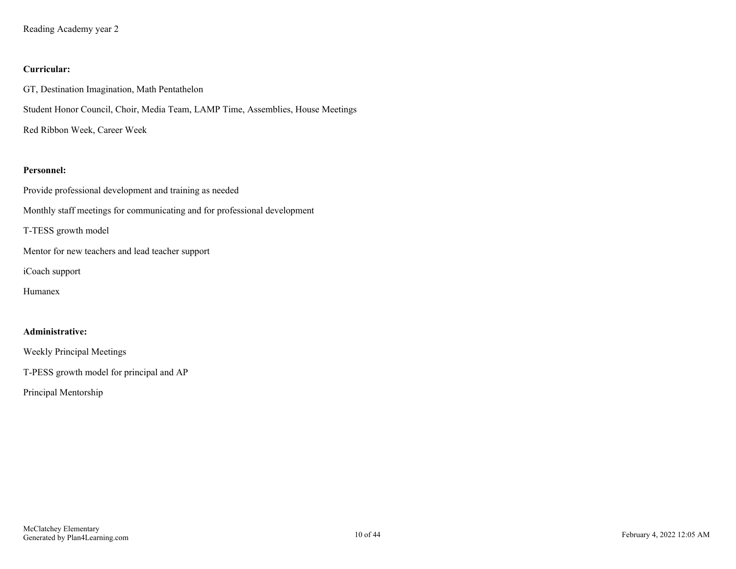Reading Academy year 2

**Curricular:**

GT, Destination Imagination, Math Pentathelon

Student Honor Council, Choir, Media Team, LAMP Time, Assemblies, House Meetings

Red Ribbon Week, Career Week

**Personnel:**

Provide professional development and training as needed

Monthly staff meetings for communicating and for professional development

T-TESS growth model

Mentor for new teachers and lead teacher support

iCoach support

Humanex

**Administrative:**

Weekly Principal Meetings

T-PESS growth model for principal and AP

Principal Mentorship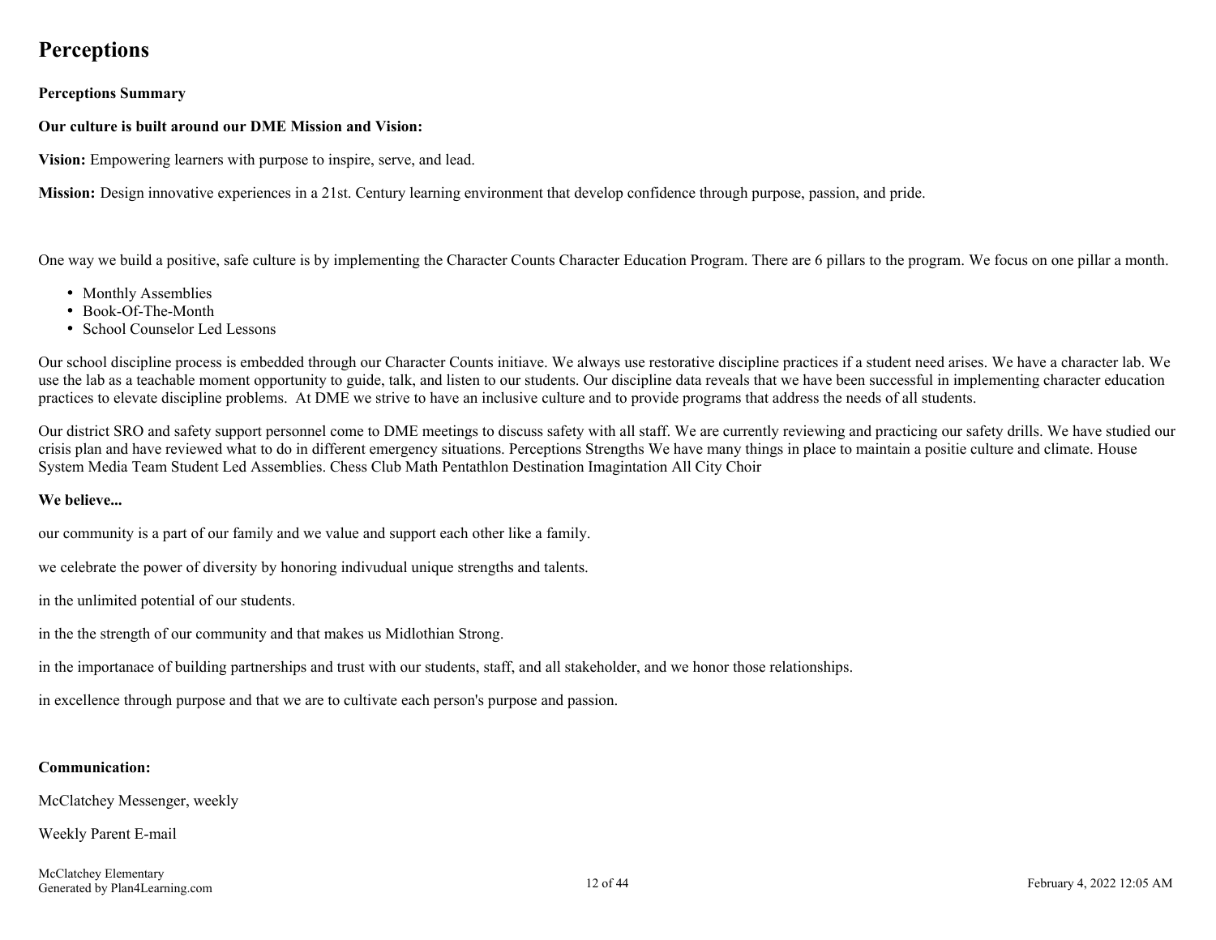# Perceptions

**Perceptions Summary**

**Our culture is built around our DME Mission and Vision:**

**Vision:** Empowering learners with purpose to inspire, serve, and lead.

**Mission:** Design innovative experiences in a 21st. Century learning environment that develop confidence through purpose, passion, and pride.

One way we build a positive, safe culture is by implementing the Character Counts Character Education Program. There are 6 pillars to the program. We focus on one pillar a month.

- Monthly Assemblies
- Book-Of-The-Month
- School Counselor Led Lessons

Our school discipline process is embedded through our Character Counts initiave. We always use restorative discipline practices if a student need arises. We have a character lab. We use the lab as a teachable moment opportunity to guide, talk, and listen to our students. Our discipline data reveals that we have been successful in implementing character education practices to elevate discipline problems.  At DME we strive to have an inclusive culture and to provide programs that address the needs of all students.

Our district SRO and safety support personnel come to DME meetings to discuss safety with all staff. We are currently reviewing and practicing our safety drills. We have studied our crisis plan and have reviewed what to do in different emergency situations. Perceptions Strengths We have many things in place to maintain a positie culture and climate. House System Media Team Student Led Assemblies. Chess Club Math Pentathlon Destination Imagintation All City Choir

**We believe...**

our community is a part of our family and we value and support each other like a family.

we celebrate the power of diversity by honoring indivudual unique strengths and talents.

in the unlimited potential of our students.

in the the strength of our community and that makes us Midlothian Strong.

in the importanace of building partnerships and trust with our students, staff, and all stakeholder, and we honor those relationships.

in excellence through purpose and that we are to cultivate each person's purpose and passion.

**Communication:**

McClatchey Messenger, weekly

Weekly Parent E-mail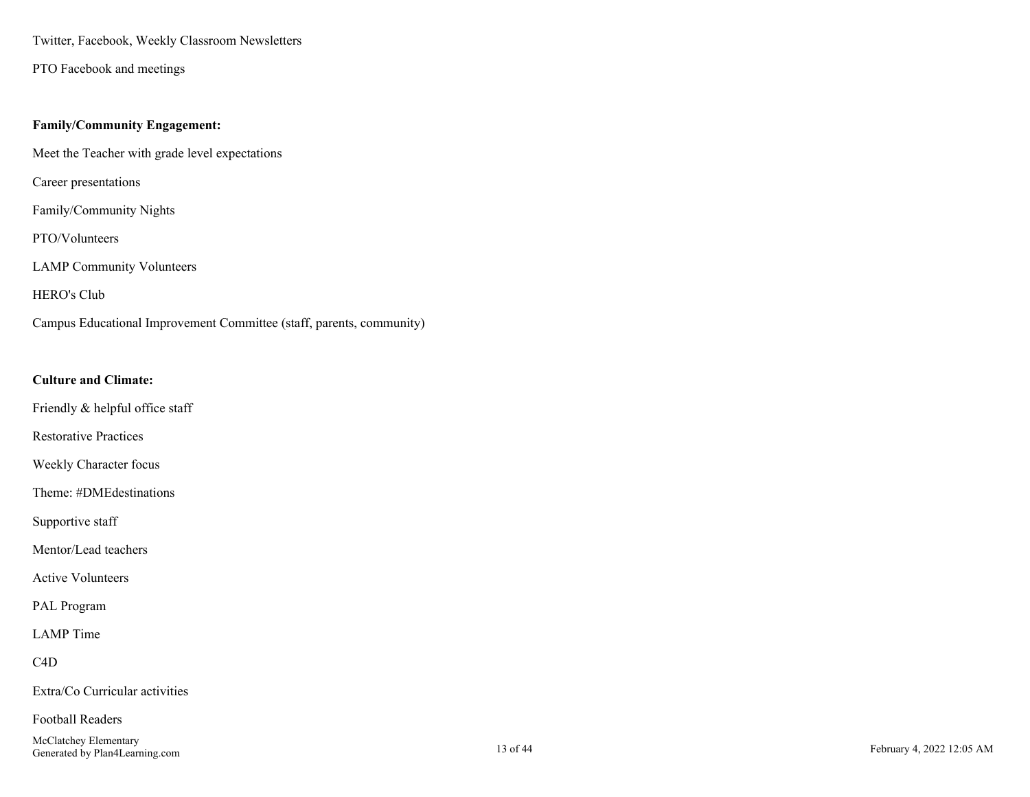Twitter, Facebook, Weekly Classroom Newsletters

PTO Facebook and meetings

**Family/Community Engagement:**

Meet the Teacher with grade level expectations

Career presentations

Family/Community Nights

PTO/Volunteers

LAMP Community Volunteers

HERO's Club

Campus Educational Improvement Committee (staff, parents, community)

**Culture and Climate:**

Friendly & helpful office staff

Restorative Practices

Weekly Character focus

Theme: #DMEdestinations

Supportive staff

Mentor/Lead teachers

Active Volunteers

PAL Program

LAMP Time

C4D

Extra/Co Curricular activities

Football Readers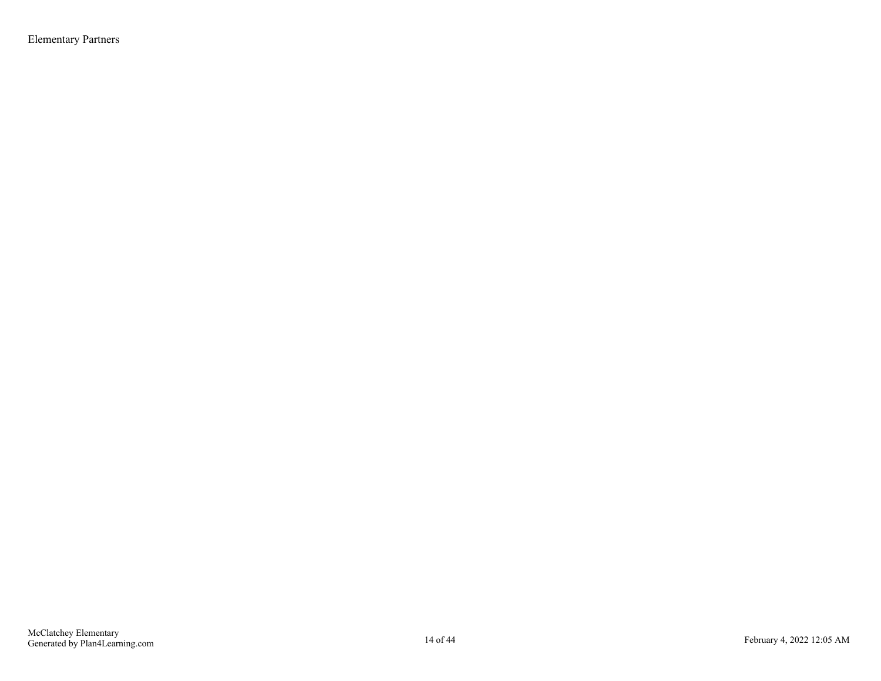Elementary Partners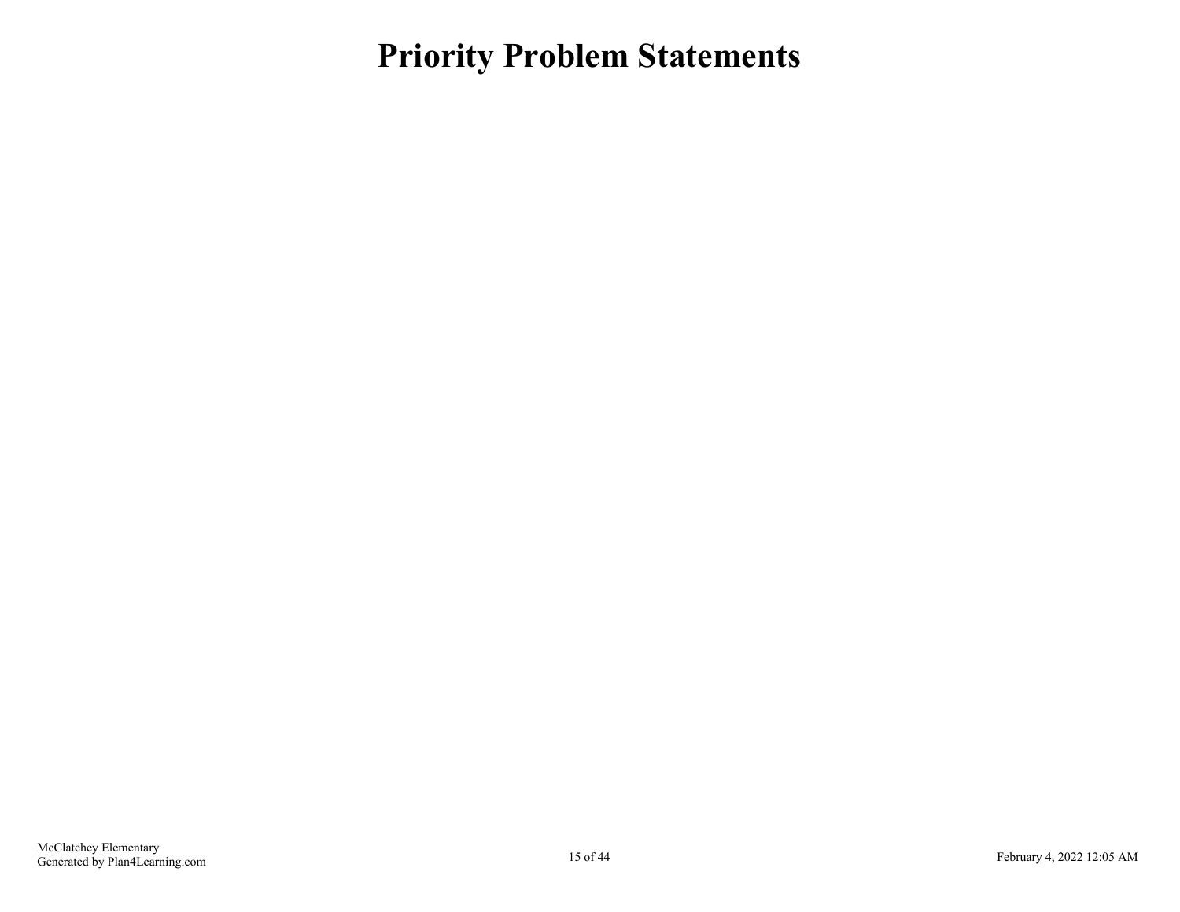# Priority Problem Statements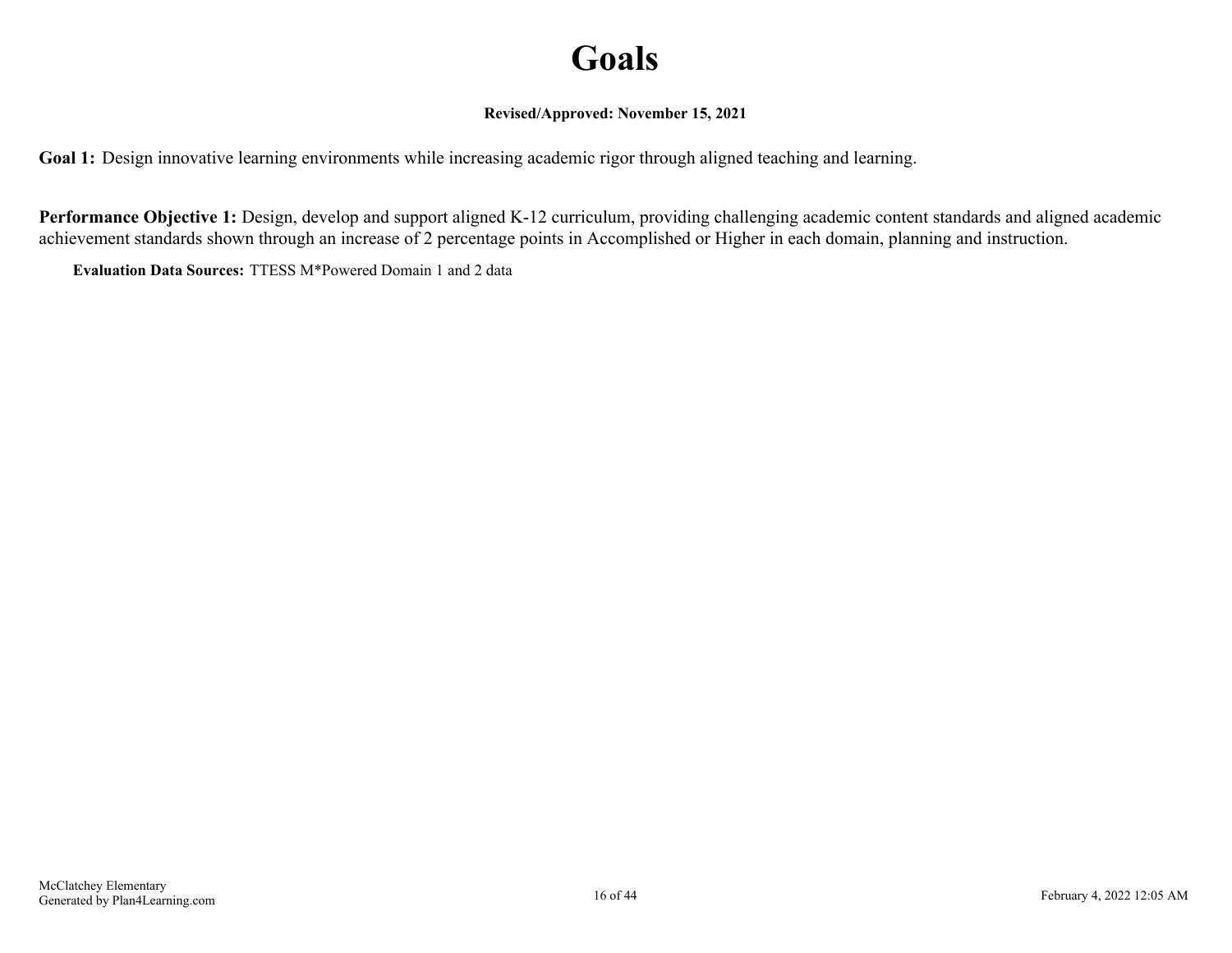# Goals

**Revised/Approved: November 15, 2021**

**Goal 1:** Design innovative learning environments while increasing academic rigor through aligned teaching and learning.

**Performance Objective 1:** Design, develop and support aligned K-12 curriculum, providing challenging academic content standards and aligned academic achievement standards shown through an increase of 2 percentage points in Accomplished or Higher in each domain, planning and instruction.

**Evaluation Data Sources:** TTESS M*Powered Domain 1 and 2 data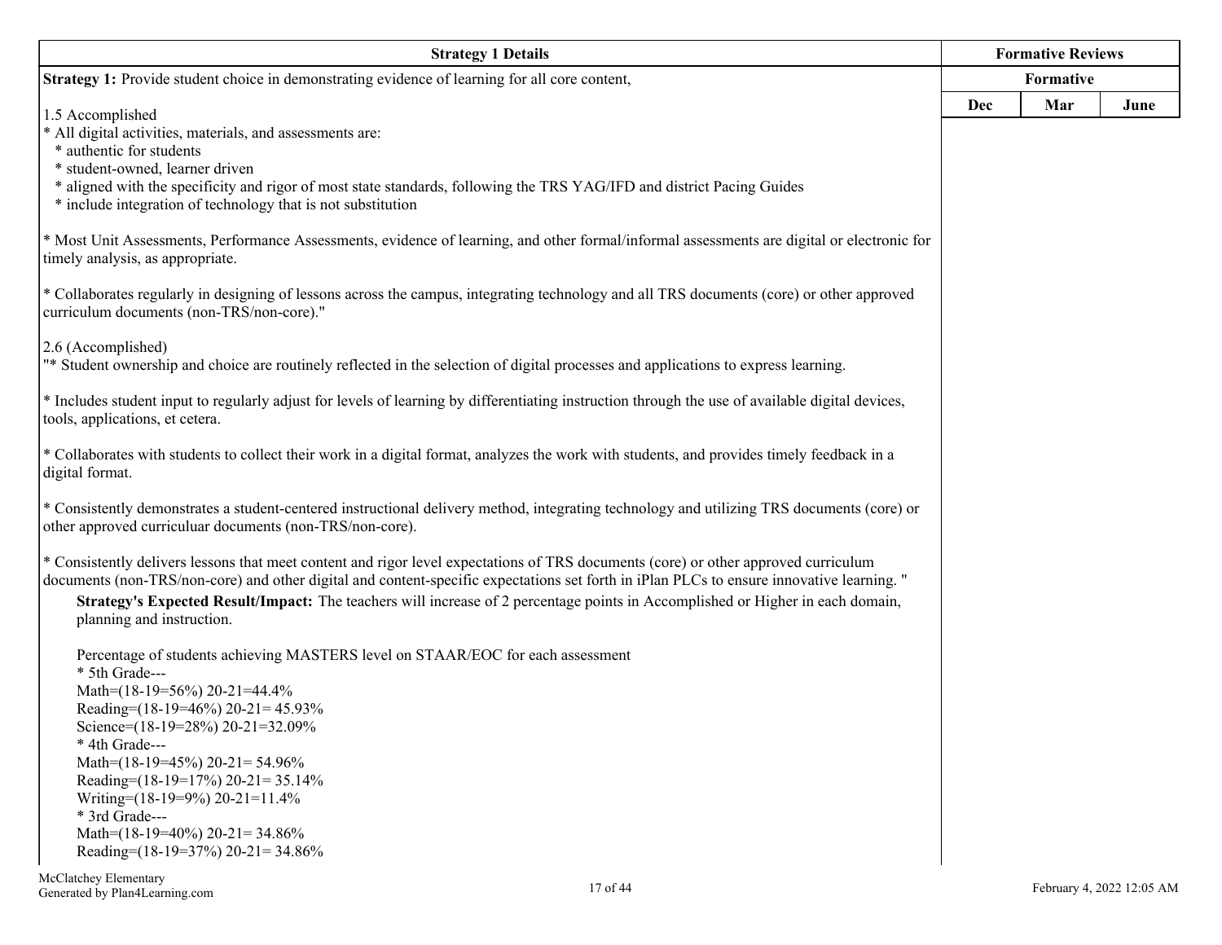| Strategy 1 Details | Formative Reviews | | |
|---|---|---|---|
| | Formative | | |
| | Dec | Mar | June |
| **Strategy 1:** Provide student choice in demonstrating evidence of learning for all core content,<br><br>1.5 Accomplished<br>* All digital activities, materials, and assessments are:<br>* authentic for students<br>* student-owned, learner driven<br>* aligned with the specificity and rigor of most state standards, following the TRS YAG/IFD and district Pacing Guides<br>* include integration of technology that is not substitution<br><br>* Most Unit Assessments, Performance Assessments, evidence of learning, and other formal/informal assessments are digital or electronic for timely analysis, as appropriate.<br><br>* Collaborates regularly in designing of lessons across the campus, integrating technology and all TRS documents (core) or other approved curriculum documents (non-TRS/non-core)."<br><br>2.6 (Accomplished)<br>"* Student ownership and choice are routinely reflected in the selection of digital processes and applications to express learning.<br><br>* Includes student input to regularly adjust for levels of learning by differentiating instruction through the use of available digital devices, tools, applications, et cetera.<br><br>* Collaborates with students to collect their work in a digital format, analyzes the work with students, and provides timely feedback in a digital format.<br><br>* Consistently demonstrates a student-centered instructional delivery method, integrating technology and utilizing TRS documents (core) or other approved curriculuar documents (non-TRS/non-core).<br><br>* Consistently delivers lessons that meet content and rigor level expectations of TRS documents (core) or other approved curriculum documents (non-TRS/non-core) and other digital and content-specific expectations set forth in iPlan PLCs to ensure innovative learning. "<br><br>**Strategy's Expected Result/Impact:** The teachers will increase of 2 percentage points in Accomplished or Higher in each domain, planning and instruction.<br><br>Percentage of students achieving MASTERS level on STAAR/EOC for each assessment<br>* 5th Grade---<br>Math=(18-19=56%) 20-21=44.4%<br>Reading=(18-19=46%) 20-21= 45.93%<br>Science=(18-19=28%) 20-21=32.09%<br>* 4th Grade---<br>Math=(18-19=45%) 20-21= 54.96%<br>Reading=(18-19=17%) 20-21= 35.14%<br>Writing=(18-19=9%) 20-21=11.4%<br>* 3rd Grade---<br>Math=(18-19=40%) 20-21= 34.86%<br>Reading=(18-19=37%) 20-21= 34.86% | | | |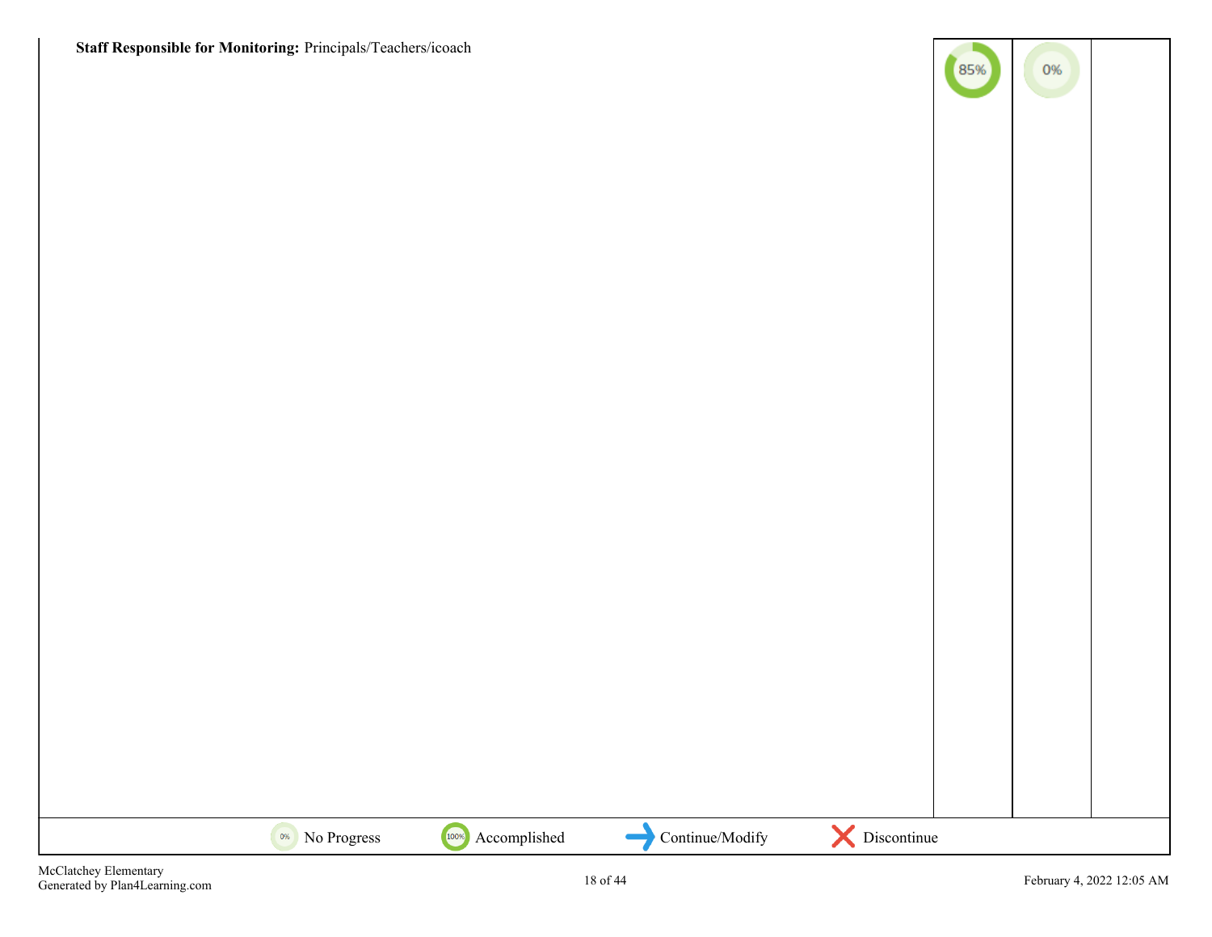**Staff Responsible for Monitoring:** Principals/Teachers/icoach

| | | | |
|---|---|---|---|
| **Staff Responsible for Monitoring:** Principals/Teachers/icoach | 85% | 0% | |

0% No Progress | 100% Accomplished | Continue/Modify | Discontinue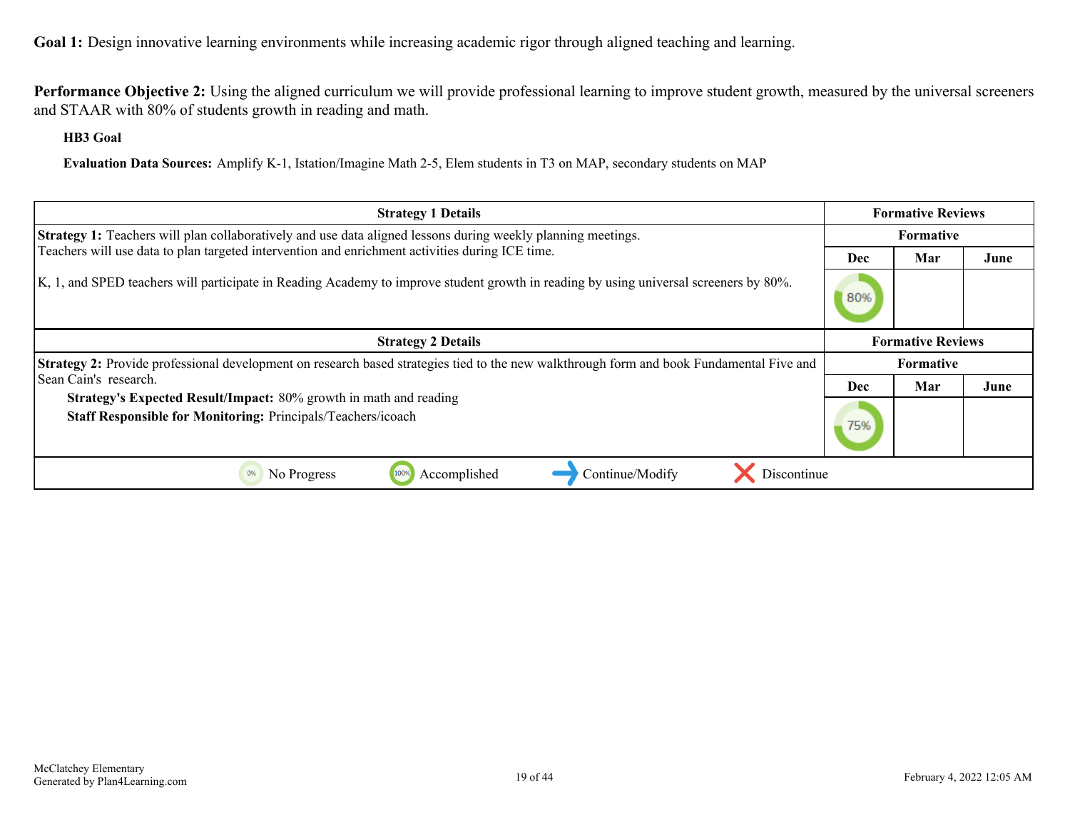**Goal 1:** Design innovative learning environments while increasing academic rigor through aligned teaching and learning.

**Performance Objective 2:** Using the aligned curriculum we will provide professional learning to improve student growth, measured by the universal screeners and STAAR with 80% of students growth in reading and math.

**HB3 Goal**

**Evaluation Data Sources:** Amplify K-1, Istation/Imagine Math 2-5, Elem students in T3 on MAP, secondary students on MAP

| Strategy 1 Details | Formative Reviews | | |
|---|---|---|---|
| | Formative | | |
| **Strategy 1:** Teachers will plan collaboratively and use data aligned lessons during weekly planning meetings. Teachers will use data to plan targeted intervention and enrichment activities during ICE time.<br><br>K, 1, and SPED teachers will participate in Reading Academy to improve student growth in reading by using universal screeners by 80%. | Dec | Mar | June |
| | 80% | | |

| Strategy 2 Details | Formative Reviews | | |
|---|---|---|---|
| | Formative | | |
| **Strategy 2:** Provide professional development on research based strategies tied to the new walkthrough form and book Fundamental Five and Sean Cain's research.<br>**Strategy's Expected Result/Impact:** 80% growth in math and reading<br>**Staff Responsible for Monitoring:** Principals/Teachers/icoach | Dec | Mar | June |
| | 75% | | |

0% No Progress | 100% Accomplished | Continue/Modify | Discontinue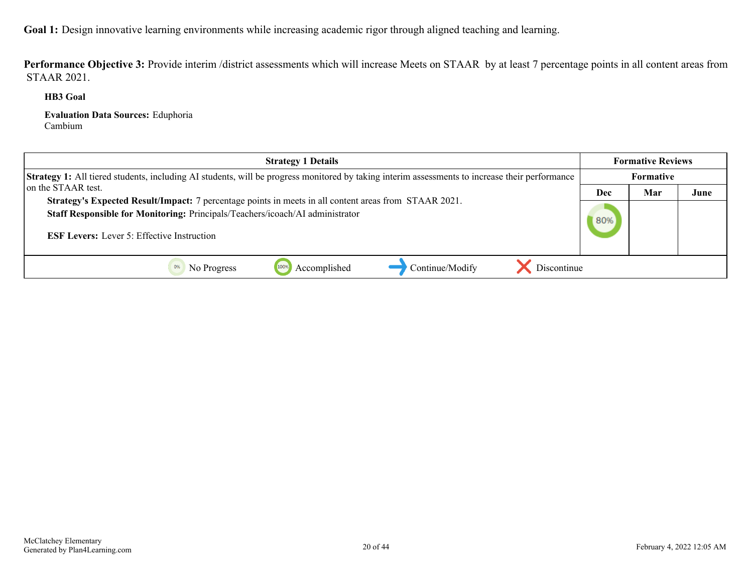**Goal 1:** Design innovative learning environments while increasing academic rigor through aligned teaching and learning.

**Performance Objective 3:** Provide interim /district assessments which will increase Meets on STAAR by at least 7 percentage points in all content areas from STAAR 2021.

**HB3 Goal**

**Evaluation Data Sources:** Eduphoria
Cambium

| Strategy 1 Details | Formative Reviews | | |
|---|---|---|---|
| | Formative | | |
| | Dec | Mar | June |
| **Strategy 1:** All tiered students, including AI students, will be progress monitored by taking interim assessments to increase their performance on the STAAR test.<br>**Strategy's Expected Result/Impact:** 7 percentage points in meets in all content areas from STAAR 2021.<br>**Staff Responsible for Monitoring:** Principals/Teachers/icoach/AI administrator<br>**ESF Levers:** Lever 5: Effective Instruction | 80% | | |

0% No Progress | 100% Accomplished | Continue/Modify | Discontinue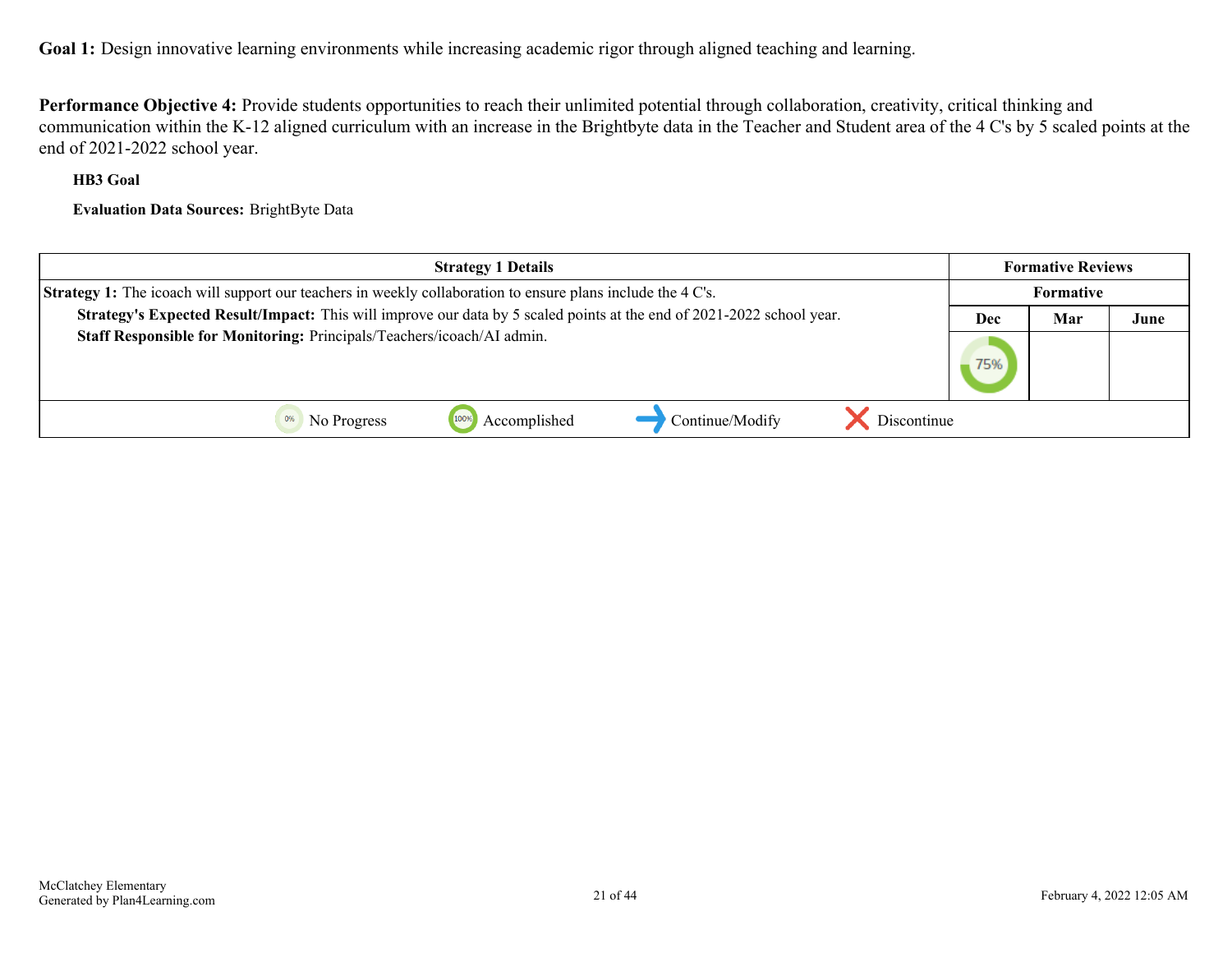**Goal 1:** Design innovative learning environments while increasing academic rigor through aligned teaching and learning.

**Performance Objective 4:** Provide students opportunities to reach their unlimited potential through collaboration, creativity, critical thinking and communication within the K-12 aligned curriculum with an increase in the Brightbyte data in the Teacher and Student area of the 4 C's by 5 scaled points at the end of 2021-2022 school year.

**HB3 Goal**

**Evaluation Data Sources:** BrightByte Data

| Strategy 1 Details | Formative Reviews | | |
|---|---|---|---|
| | Formative | | |
| **Strategy 1:** The icoach will support our teachers in weekly collaboration to ensure plans include the 4 C's.<br>**Strategy's Expected Result/Impact:** This will improve our data by 5 scaled points at the end of 2021-2022 school year.<br>**Staff Responsible for Monitoring:** Principals/Teachers/icoach/AI admin. | Dec | Mar | June |
| | 75% | | |

0% No Progress | 100% Accomplished | Continue/Modify | Discontinue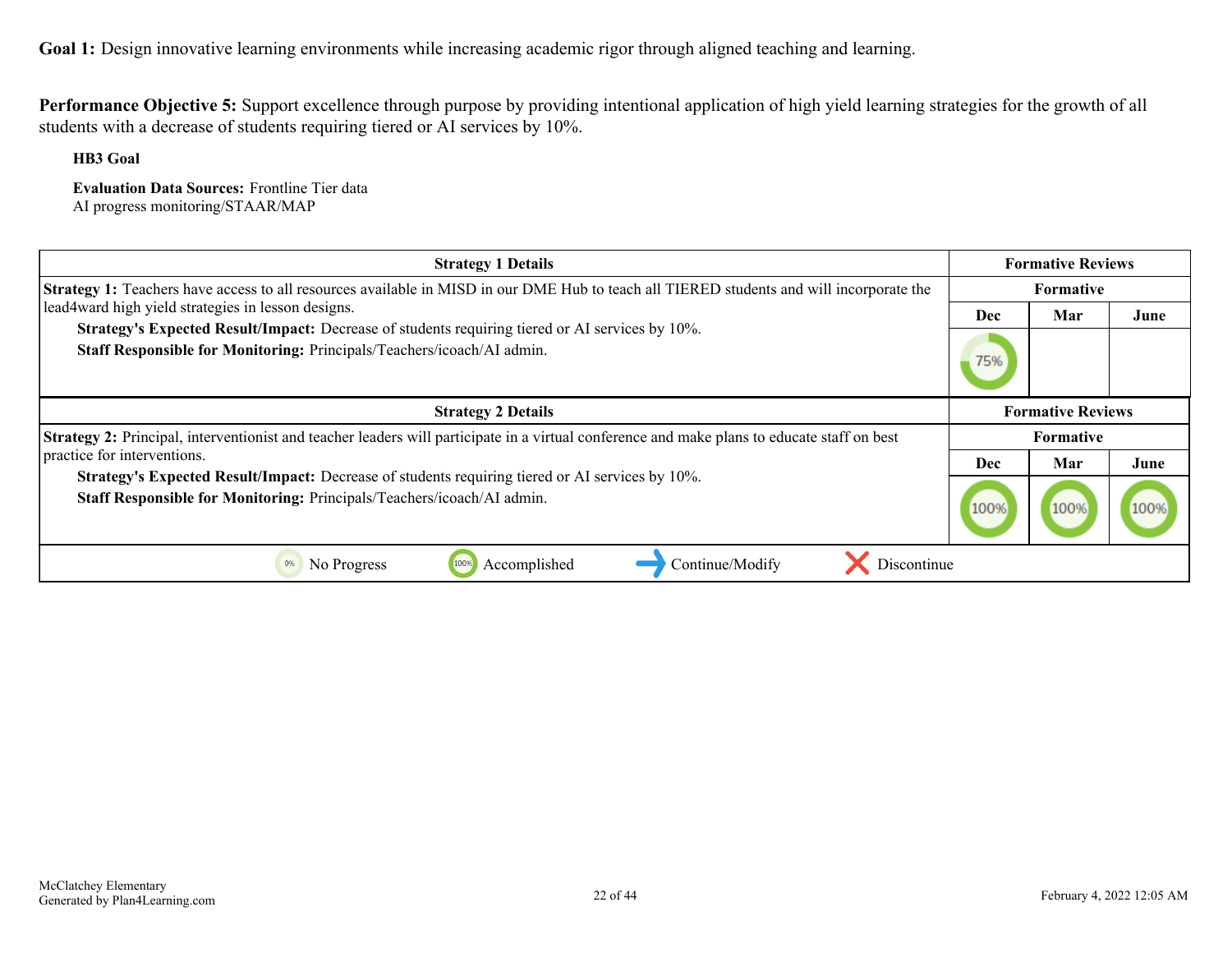**Goal 1:** Design innovative learning environments while increasing academic rigor through aligned teaching and learning.

**Performance Objective 5:** Support excellence through purpose by providing intentional application of high yield learning strategies for the growth of all students with a decrease of students requiring tiered or AI services by 10%.

**HB3 Goal**

**Evaluation Data Sources:** Frontline Tier data
AI progress monitoring/STAAR/MAP

| Strategy 1 Details | Formative Reviews | | |
|---|---|---|---|
| | Formative | | |
| **Strategy 1:** Teachers have access to all resources available in MISD in our DME Hub to teach all TIERED students and will incorporate the lead4ward high yield strategies in lesson designs.<br>**Strategy's Expected Result/Impact:** Decrease of students requiring tiered or AI services by 10%.<br>**Staff Responsible for Monitoring:** Principals/Teachers/icoach/AI admin. | Dec | Mar | June |
| | 75% | | |

| Strategy 2 Details | Formative Reviews | | |
|---|---|---|---|
| | Formative | | |
| **Strategy 2:** Principal, interventionist and teacher leaders will participate in a virtual conference and make plans to educate staff on best practice for interventions.<br>**Strategy's Expected Result/Impact:** Decrease of students requiring tiered or AI services by 10%.<br>**Staff Responsible for Monitoring:** Principals/Teachers/icoach/AI admin. | Dec | Mar | June |
| | 100% | 100% | 100% |

0% No Progress | 100% Accomplished | Continue/Modify | Discontinue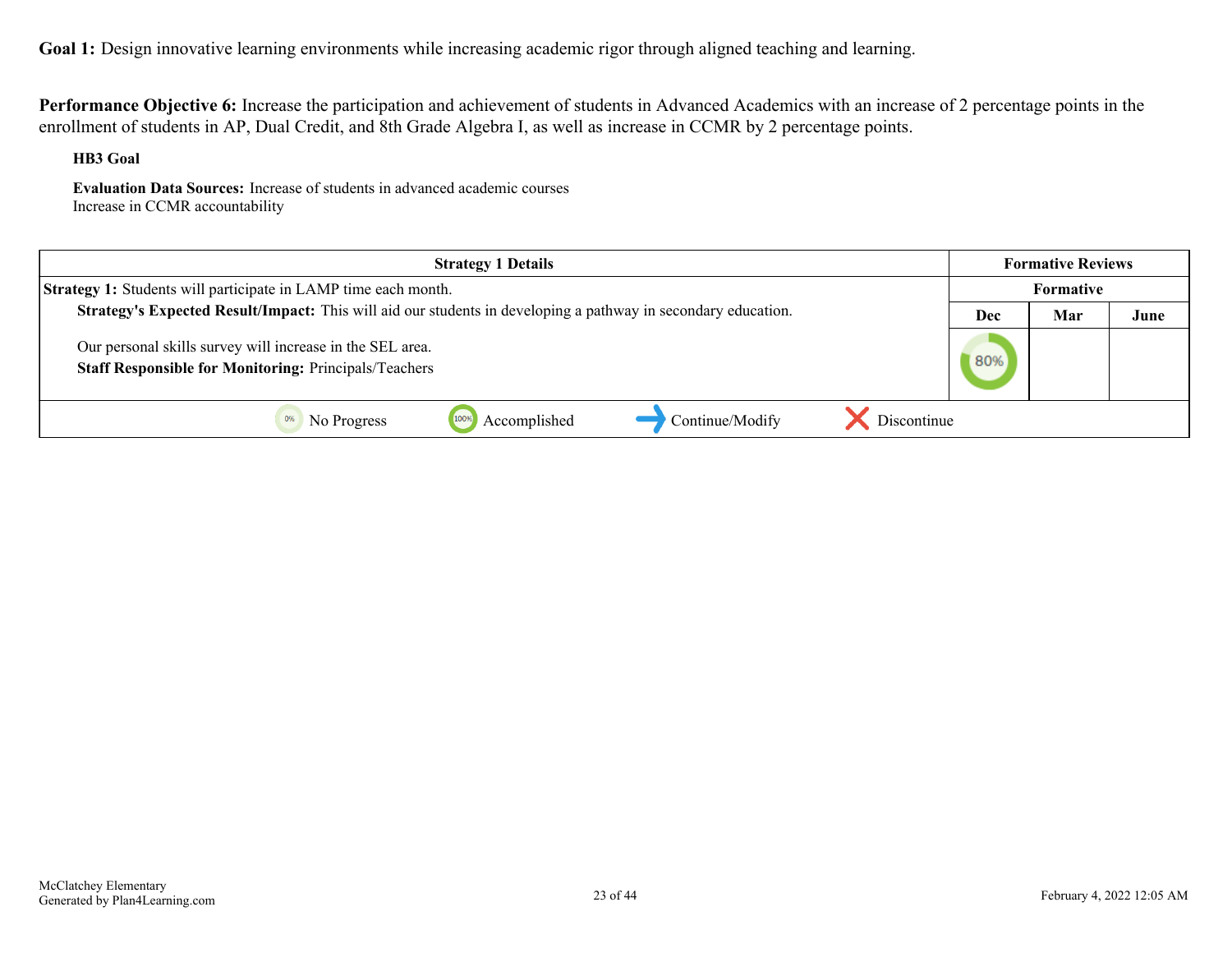**Goal 1:** Design innovative learning environments while increasing academic rigor through aligned teaching and learning.

**Performance Objective 6:** Increase the participation and achievement of students in Advanced Academics with an increase of 2 percentage points in the enrollment of students in AP, Dual Credit, and 8th Grade Algebra I, as well as increase in CCMR by 2 percentage points.

**HB3 Goal**

**Evaluation Data Sources:** Increase of students in advanced academic courses
Increase in CCMR accountability

| Strategy 1 Details | Formative Reviews | | |
|---|---|---|---|
| | Formative | | |
| **Strategy 1:** Students will participate in LAMP time each month.<br>**Strategy's Expected Result/Impact:** This will aid our students in developing a pathway in secondary education.<br><br>Our personal skills survey will increase in the SEL area.<br>**Staff Responsible for Monitoring:** Principals/Teachers | Dec | Mar | June |
| | 80% | | |

0% No Progress | 100% Accomplished | ➜ Continue/Modify | ✗ Discontinue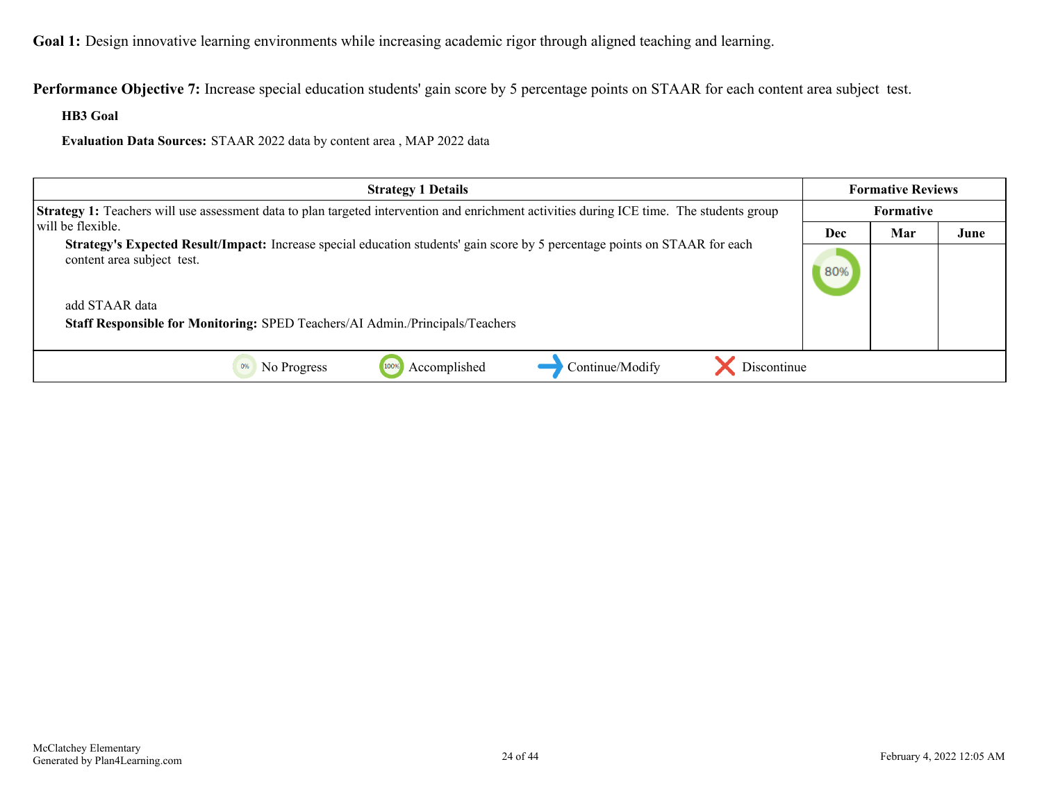**Goal 1:** Design innovative learning environments while increasing academic rigor through aligned teaching and learning.

**Performance Objective 7:** Increase special education students' gain score by 5 percentage points on STAAR for each content area subject test.

**HB3 Goal**

**Evaluation Data Sources:** STAAR 2022 data by content area , MAP 2022 data

| Strategy 1 Details | Formative Reviews | | |
|---|---|---|---|
| | Formative | | |
| | Dec | Mar | June |
| **Strategy 1:** Teachers will use assessment data to plan targeted intervention and enrichment activities during ICE time. The students group will be flexible.<br>**Strategy's Expected Result/Impact:** Increase special education students' gain score by 5 percentage points on STAAR for each content area subject test.<br><br>add STAAR data<br>**Staff Responsible for Monitoring:** SPED Teachers/AI Admin./Principals/Teachers | 80% | | |

0% No Progress | 100% Accomplished | Continue/Modify | Discontinue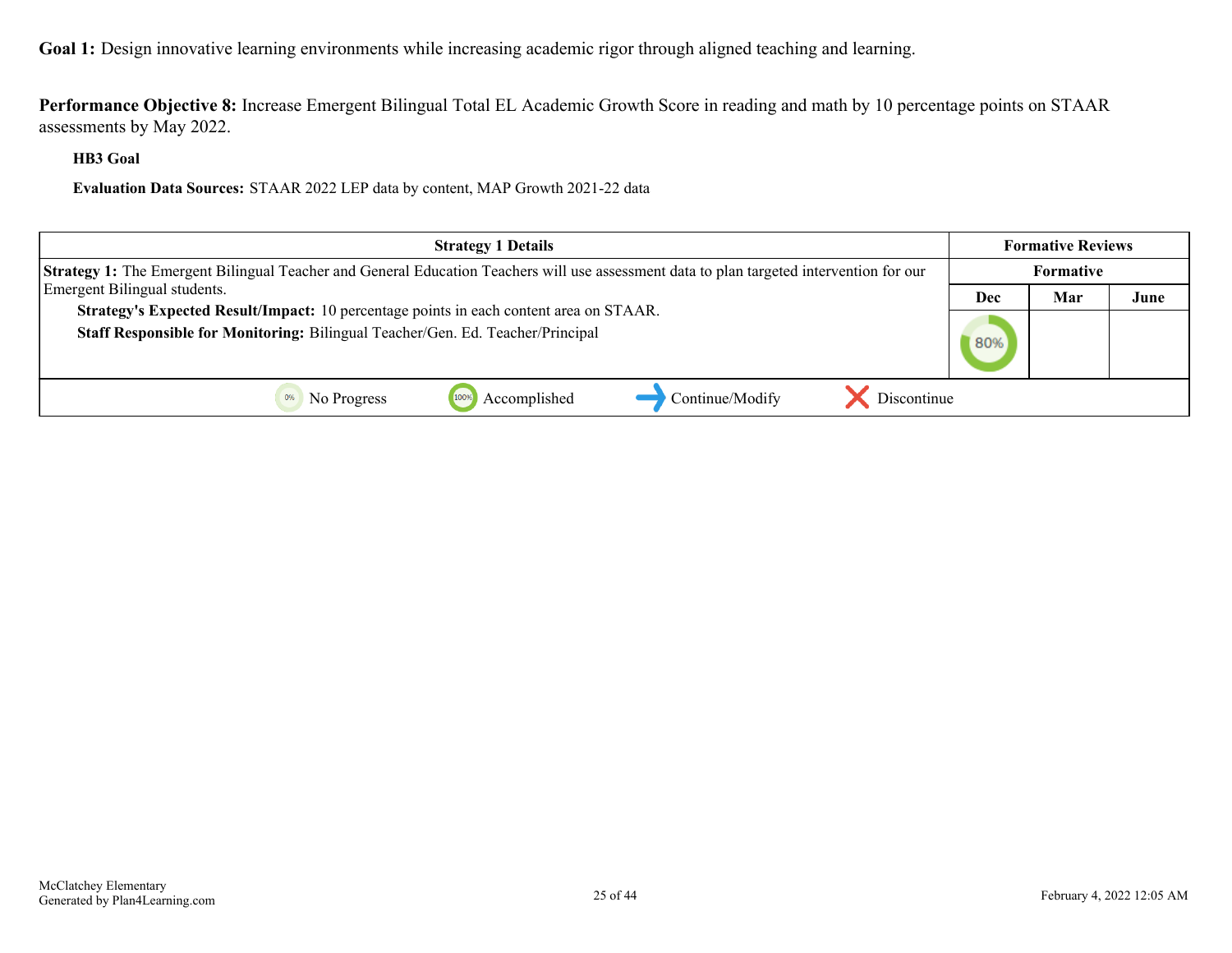**Goal 1:** Design innovative learning environments while increasing academic rigor through aligned teaching and learning.

**Performance Objective 8:** Increase Emergent Bilingual Total EL Academic Growth Score in reading and math by 10 percentage points on STAAR assessments by May 2022.

**HB3 Goal**

**Evaluation Data Sources:** STAAR 2022 LEP data by content, MAP Growth 2021-22 data

| Strategy 1 Details | Formative Reviews | | |
|---|---|---|---|
| | Formative | | |
| | Dec | Mar | June |
| **Strategy 1:** The Emergent Bilingual Teacher and General Education Teachers will use assessment data to plan targeted intervention for our Emergent Bilingual students.<br>**Strategy's Expected Result/Impact:** 10 percentage points in each content area on STAAR.<br>**Staff Responsible for Monitoring:** Bilingual Teacher/Gen. Ed. Teacher/Principal | 80% | | |

0% No Progress | 100% Accomplished | Continue/Modify | Discontinue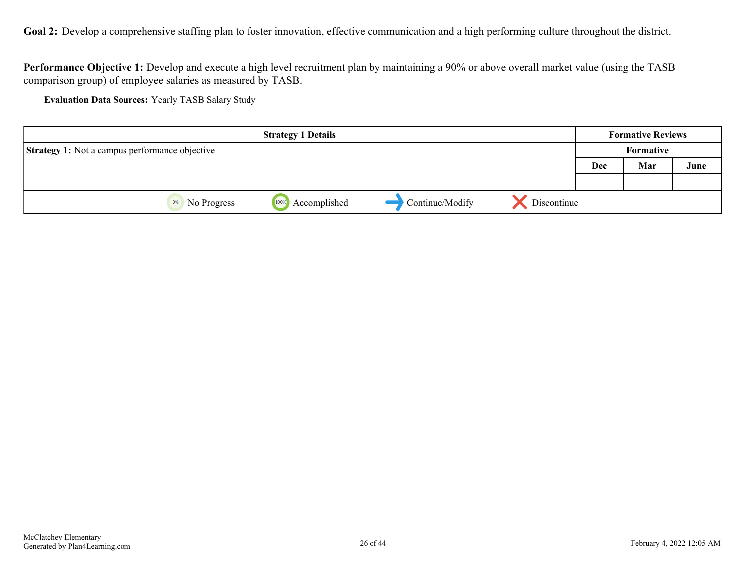**Goal 2:** Develop a comprehensive staffing plan to foster innovation, effective communication and a high performing culture throughout the district.

**Performance Objective 1:** Develop and execute a high level recruitment plan by maintaining a 90% or above overall market value (using the TASB comparison group) of employee salaries as measured by TASB.

**Evaluation Data Sources:** Yearly TASB Salary Study

| Strategy 1 Details | Formative Reviews | | |
|---|---|---|---|
| **Strategy 1:** Not a campus performance objective | Formative | | |
| | Dec | Mar | June |
| | | | |

0% No Progress — 100% Accomplished — Continue/Modify — Discontinue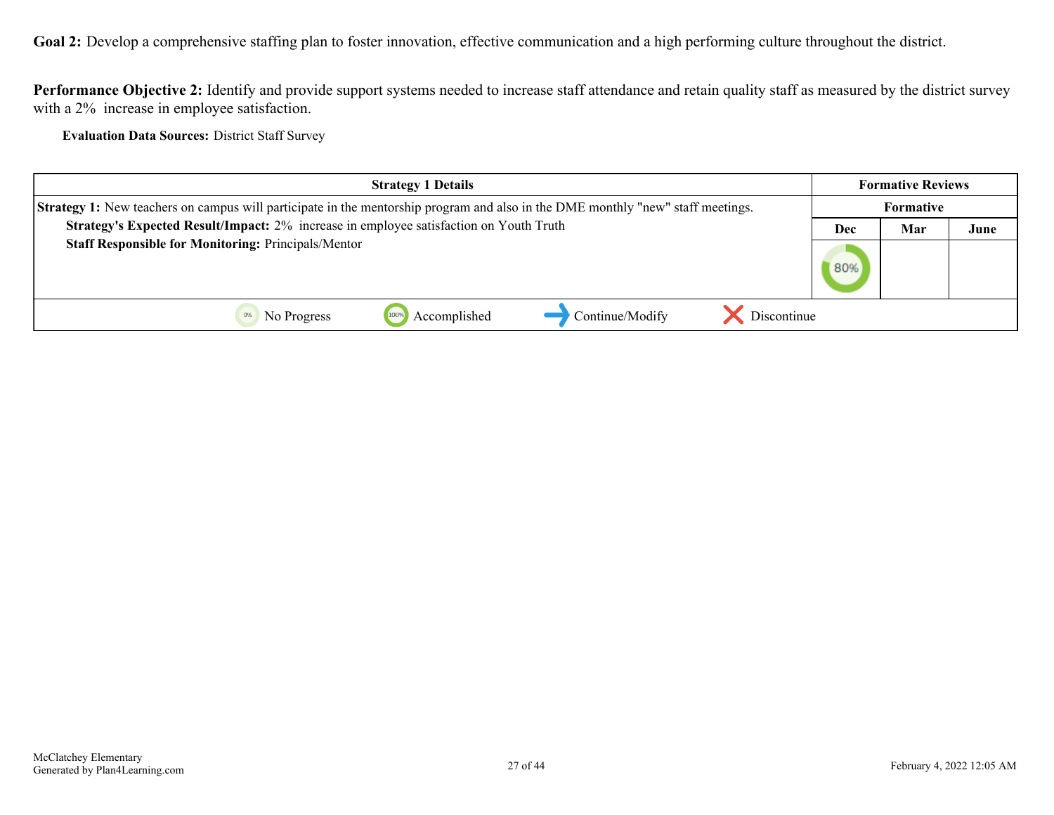**Goal 2:** Develop a comprehensive staffing plan to foster innovation, effective communication and a high performing culture throughout the district.

**Performance Objective 2:** Identify and provide support systems needed to increase staff attendance and retain quality staff as measured by the district survey with a 2% increase in employee satisfaction.

**Evaluation Data Sources:** District Staff Survey

| Strategy 1 Details | Formative Reviews | | |
|---|---|---|---|
| | Formative | | |
| | Dec | Mar | June |
| **Strategy 1:** New teachers on campus will participate in the mentorship program and also in the DME monthly "new" staff meetings.<br>**Strategy's Expected Result/Impact:** 2% increase in employee satisfaction on Youth Truth<br>**Staff Responsible for Monitoring:** Principals/Mentor | 80% | | |

0% No Progress | 100% Accomplished | Continue/Modify | Discontinue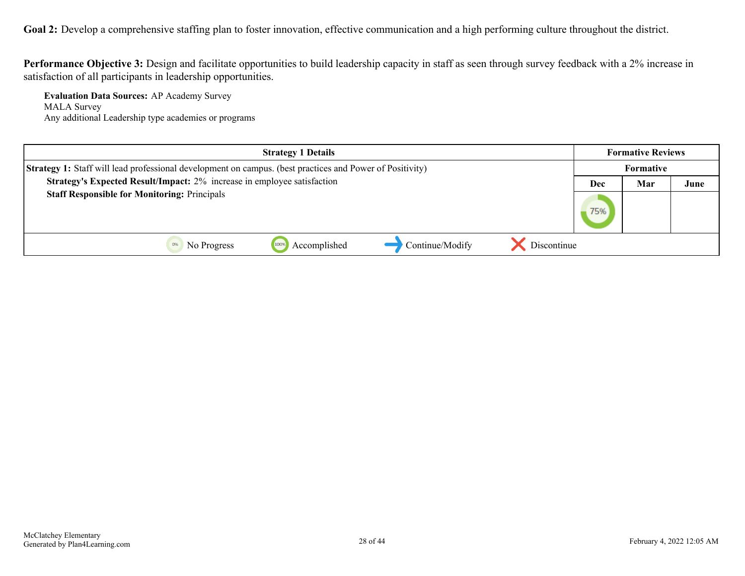**Goal 2:** Develop a comprehensive staffing plan to foster innovation, effective communication and a high performing culture throughout the district.

**Performance Objective 3:** Design and facilitate opportunities to build leadership capacity in staff as seen through survey feedback with a 2% increase in satisfaction of all participants in leadership opportunities.

**Evaluation Data Sources:** AP Academy Survey
MALA Survey
Any additional Leadership type academies or programs

| Strategy 1 Details | Formative Reviews | | |
|---|---|---|---|
| **Strategy 1:** Staff will lead professional development on campus. (best practices and Power of Positivity) | Formative | | |
| **Strategy's Expected Result/Impact:** 2% increase in employee satisfaction<br>**Staff Responsible for Monitoring:** Principals | Dec | Mar | June |
| | 75% | | |
| 0% No Progress &nbsp; 100% Accomplished &nbsp; → Continue/Modify &nbsp; ✕ Discontinue | | | |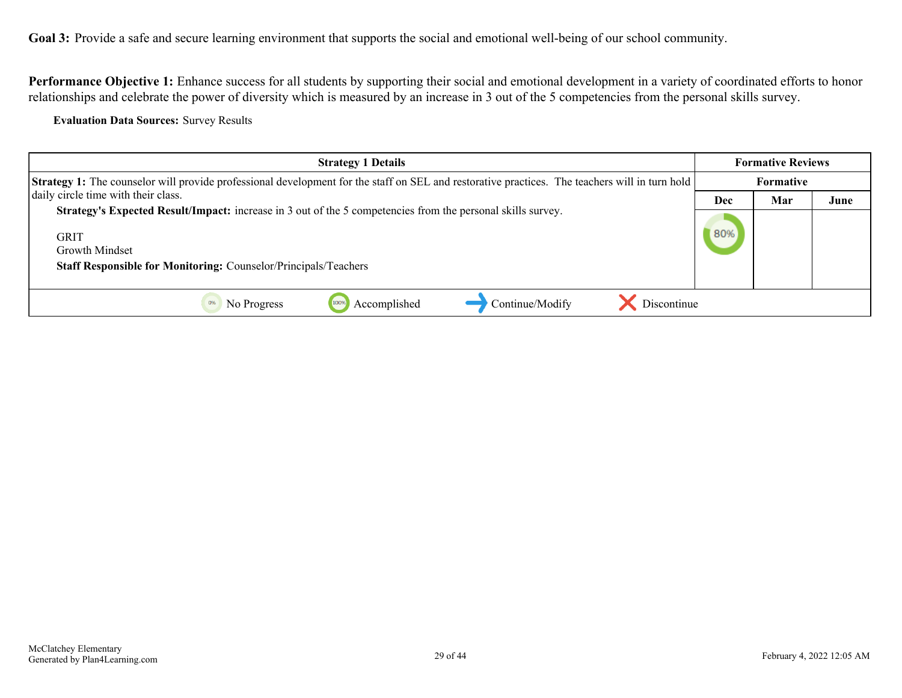**Goal 3:** Provide a safe and secure learning environment that supports the social and emotional well-being of our school community.

**Performance Objective 1:** Enhance success for all students by supporting their social and emotional development in a variety of coordinated efforts to honor relationships and celebrate the power of diversity which is measured by an increase in 3 out of the 5 competencies from the personal skills survey.

**Evaluation Data Sources:** Survey Results

| Strategy 1 Details | Formative Reviews | | |
|---|---|---|---|
| | Formative | | |
| | Dec | Mar | June |
| **Strategy 1:** The counselor will provide professional development for the staff on SEL and restorative practices. The teachers will in turn hold daily circle time with their class.<br>**Strategy's Expected Result/Impact:** increase in 3 out of the 5 competencies from the personal skills survey.<br><br>GRIT<br>Growth Mindset<br>**Staff Responsible for Monitoring:** Counselor/Principals/Teachers | 80% | | |

0% No Progress | 100% Accomplished | Continue/Modify | Discontinue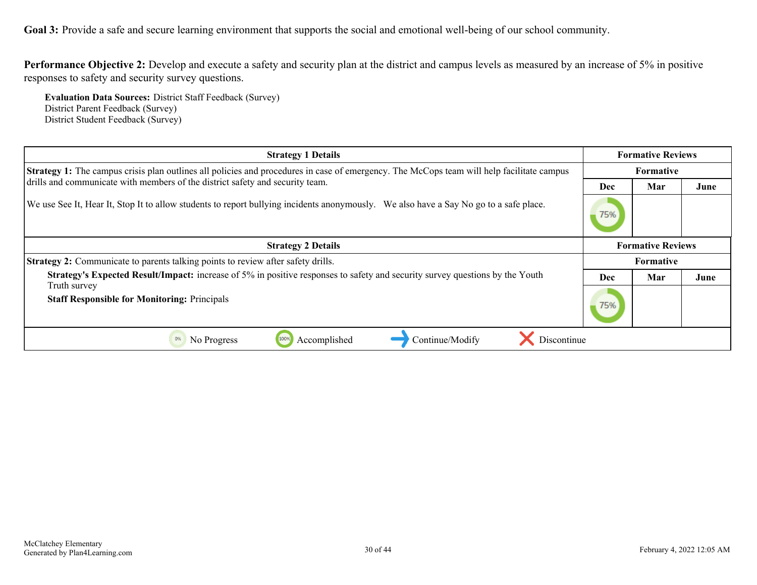**Goal 3:** Provide a safe and secure learning environment that supports the social and emotional well-being of our school community.

**Performance Objective 2:** Develop and execute a safety and security plan at the district and campus levels as measured by an increase of 5% in positive responses to safety and security survey questions.

**Evaluation Data Sources:** District Staff Feedback (Survey)
District Parent Feedback (Survey)
District Student Feedback (Survey)

| Strategy 1 Details | Formative Reviews | | |
|---|---|---|---|
| | Formative | | |
| **Strategy 1:** The campus crisis plan outlines all policies and procedures in case of emergency. The McCops team will help facilitate campus drills and communicate with members of the district safety and security team. We use See It, Hear It, Stop It to allow students to report bullying incidents anonymously. We also have a Say No go to a safe place. | Dec | Mar | June |
| | 75% | | |

| Strategy 2 Details | Formative Reviews | | |
|---|---|---|---|
| | Formative | | |
| **Strategy 2:** Communicate to parents talking points to review after safety drills. **Strategy's Expected Result/Impact:** increase of 5% in positive responses to safety and security survey questions by the Youth Truth survey **Staff Responsible for Monitoring:** Principals | Dec | Mar | June |
| | 75% | | |

0% No Progress | 100% Accomplished | → Continue/Modify | ✕ Discontinue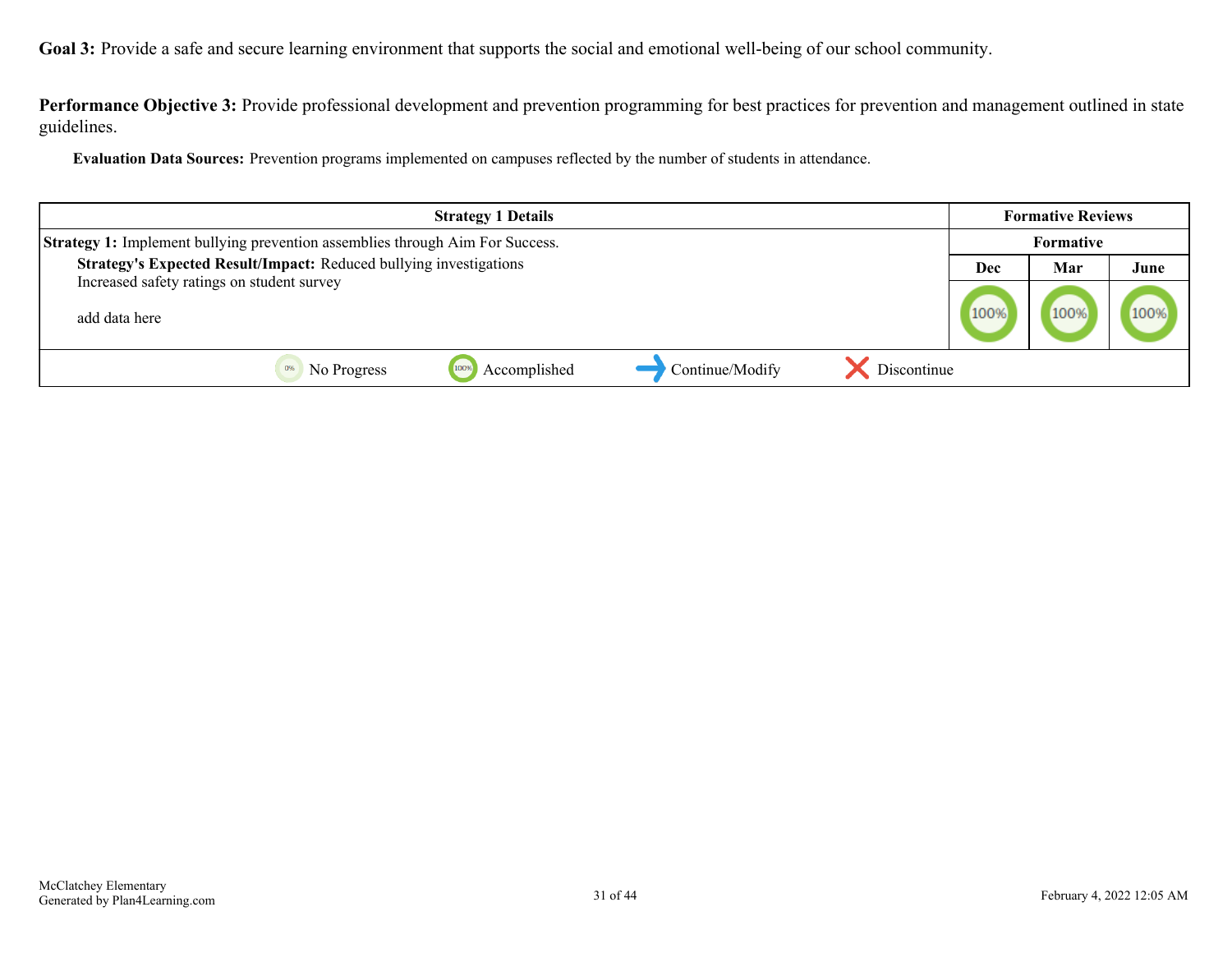**Goal 3:** Provide a safe and secure learning environment that supports the social and emotional well-being of our school community.

**Performance Objective 3:** Provide professional development and prevention programming for best practices for prevention and management outlined in state guidelines.

**Evaluation Data Sources:** Prevention programs implemented on campuses reflected by the number of students in attendance.

| Strategy 1 Details | Formative Reviews | | |
|---|---|---|---|
| **Strategy 1:** Implement bullying prevention assemblies through Aim For Success. | Formative | | |
| **Strategy's Expected Result/Impact:** Reduced bullying investigations<br>Increased safety ratings on student survey<br><br>add data here | Dec | Mar | June |
| | 100% | 100% | 100% |

0% No Progress | 100% Accomplished | → Continue/Modify | ✕ Discontinue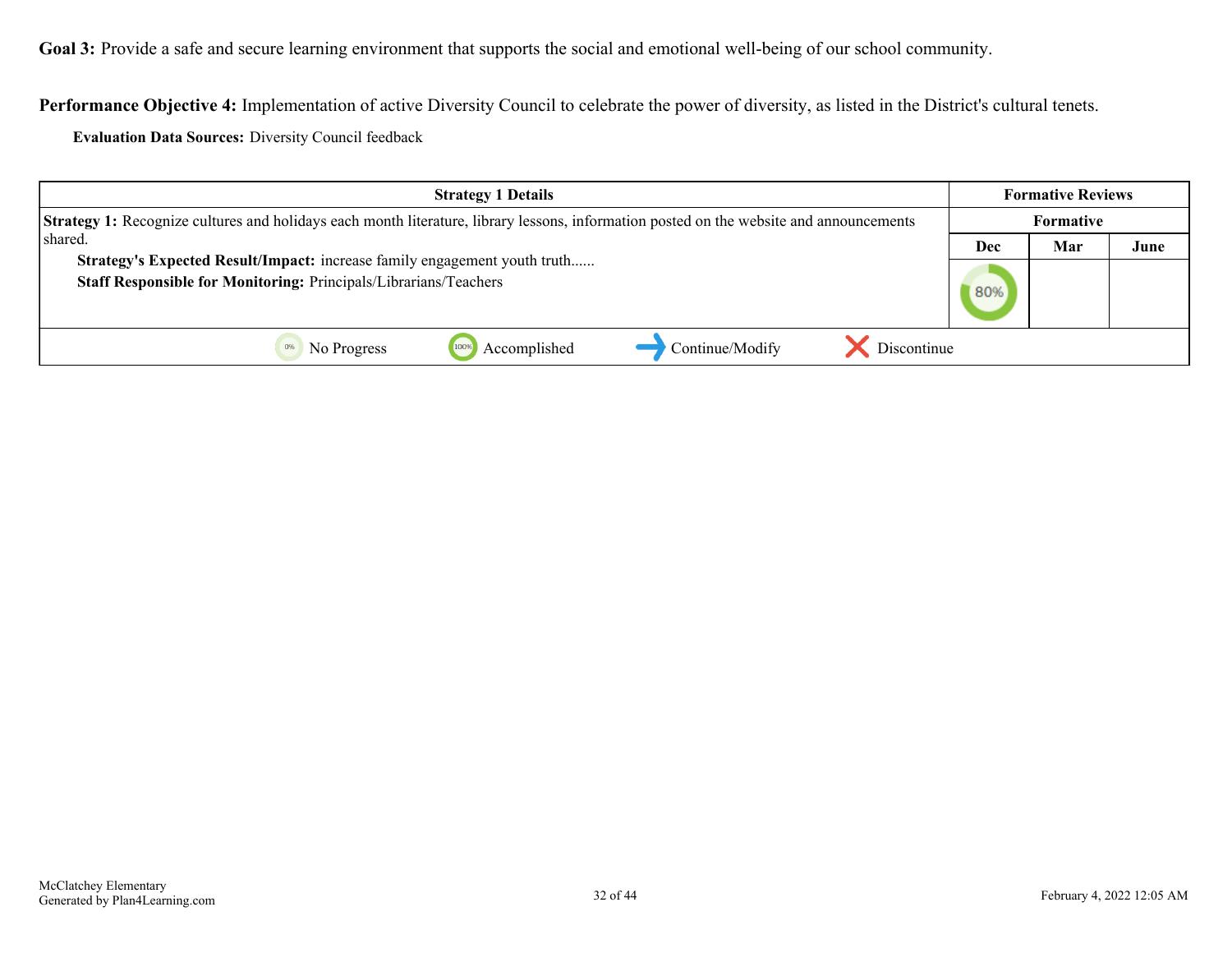**Goal 3:** Provide a safe and secure learning environment that supports the social and emotional well-being of our school community.

**Performance Objective 4:** Implementation of active Diversity Council to celebrate the power of diversity, as listed in the District's cultural tenets.

**Evaluation Data Sources:** Diversity Council feedback

| Strategy 1 Details | Formative Reviews | | |
|---|---|---|---|
| | Formative | | |
| | Dec | Mar | June |
| **Strategy 1:** Recognize cultures and holidays each month literature, library lessons, information posted on the website and announcements shared.<br>**Strategy's Expected Result/Impact:** increase family engagement youth truth......<br>**Staff Responsible for Monitoring:** Principals/Librarians/Teachers | 80% | | |

0% No Progress | 100% Accomplished | Continue/Modify | Discontinue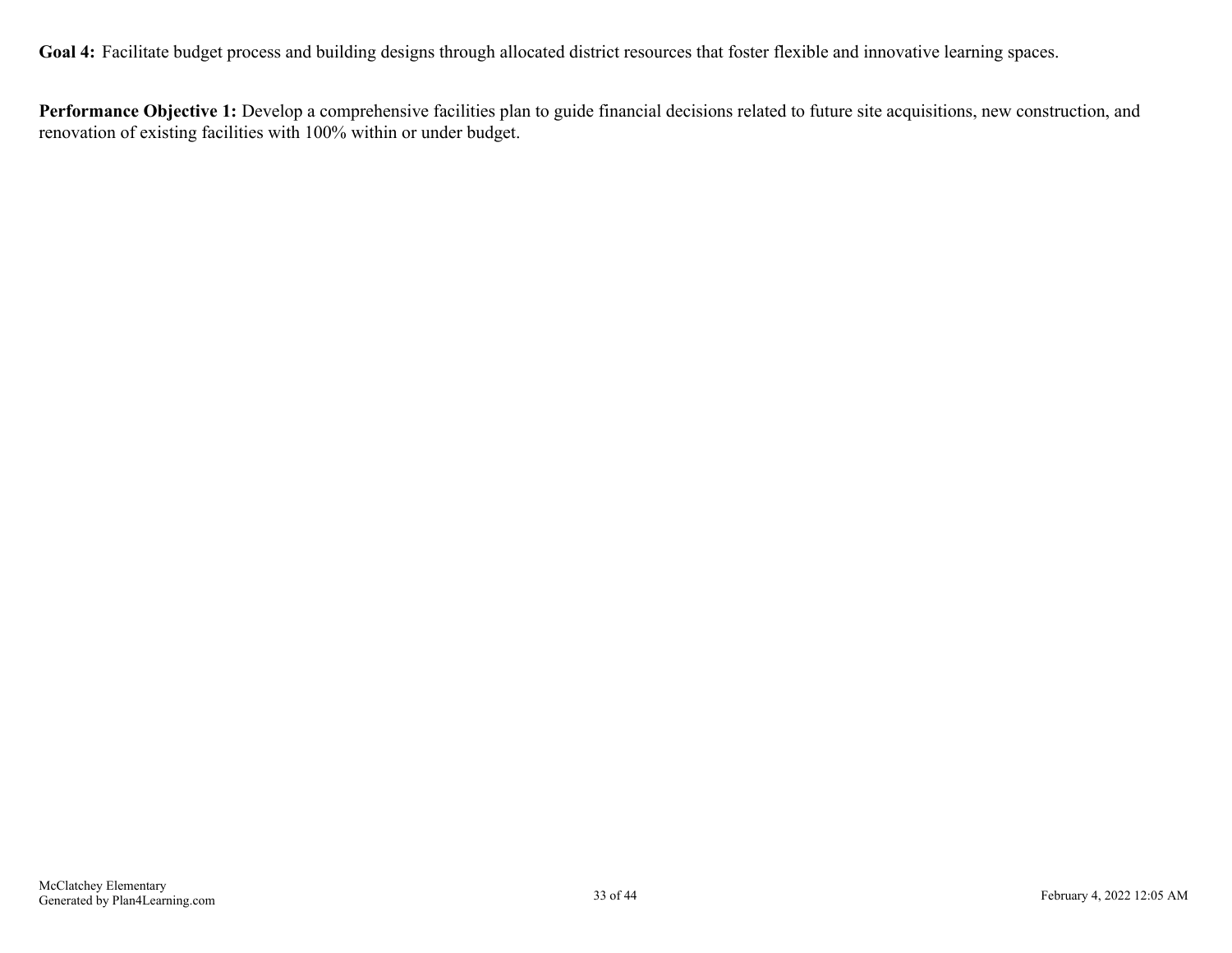**Goal 4:** Facilitate budget process and building designs through allocated district resources that foster flexible and innovative learning spaces.

**Performance Objective 1:** Develop a comprehensive facilities plan to guide financial decisions related to future site acquisitions, new construction, and renovation of existing facilities with 100% within or under budget.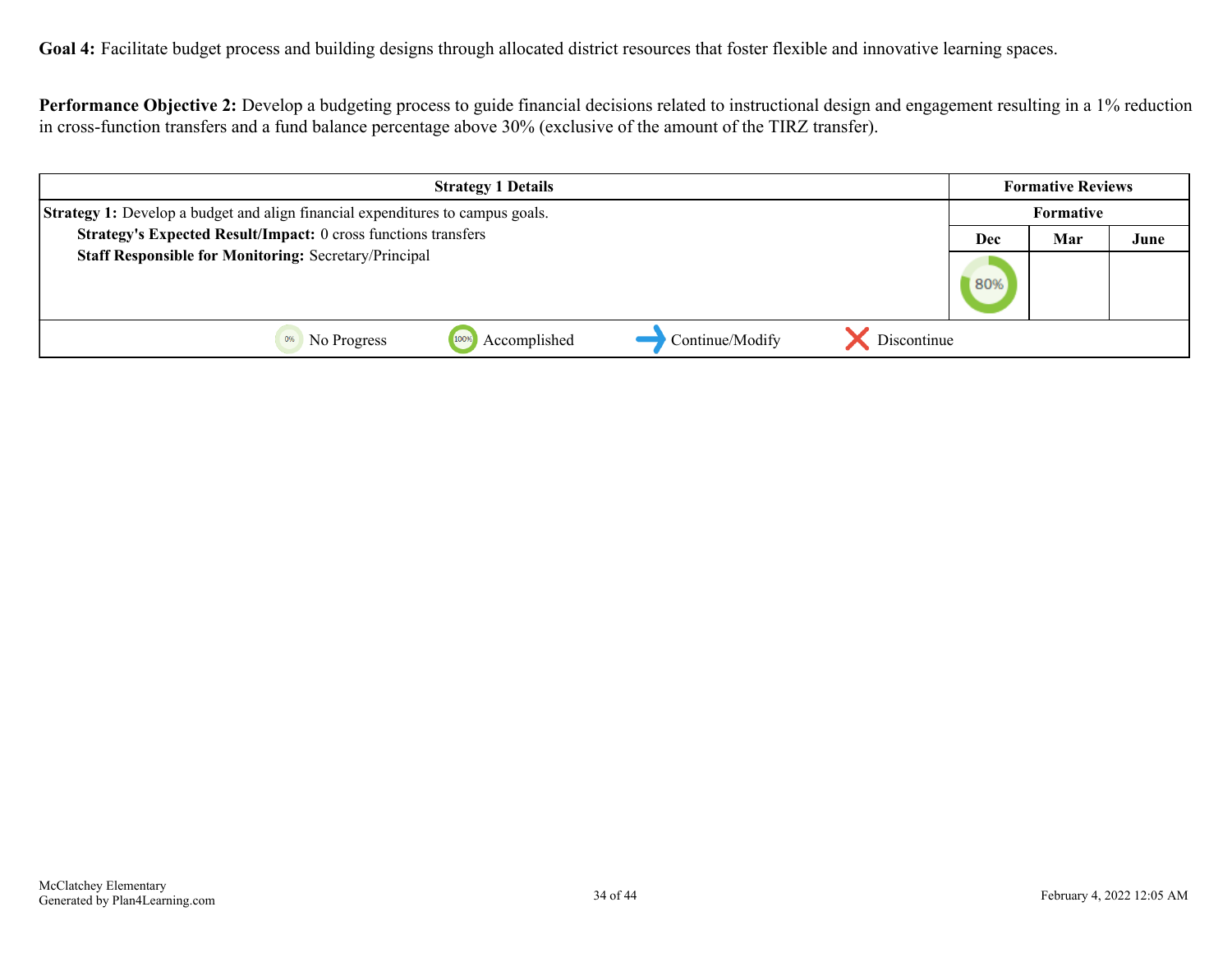**Goal 4:** Facilitate budget process and building designs through allocated district resources that foster flexible and innovative learning spaces.

**Performance Objective 2:** Develop a budgeting process to guide financial decisions related to instructional design and engagement resulting in a 1% reduction in cross-function transfers and a fund balance percentage above 30% (exclusive of the amount of the TIRZ transfer).

| Strategy 1 Details | Formative Reviews | | |
|---|---|---|---|
| | Formative | | |
| | Dec | Mar | June |
| **Strategy 1:** Develop a budget and align financial expenditures to campus goals.<br>**Strategy's Expected Result/Impact:** 0 cross functions transfers<br>**Staff Responsible for Monitoring:** Secretary/Principal | 80% | | |

0% No Progress | 100% Accomplished | Continue/Modify | Discontinue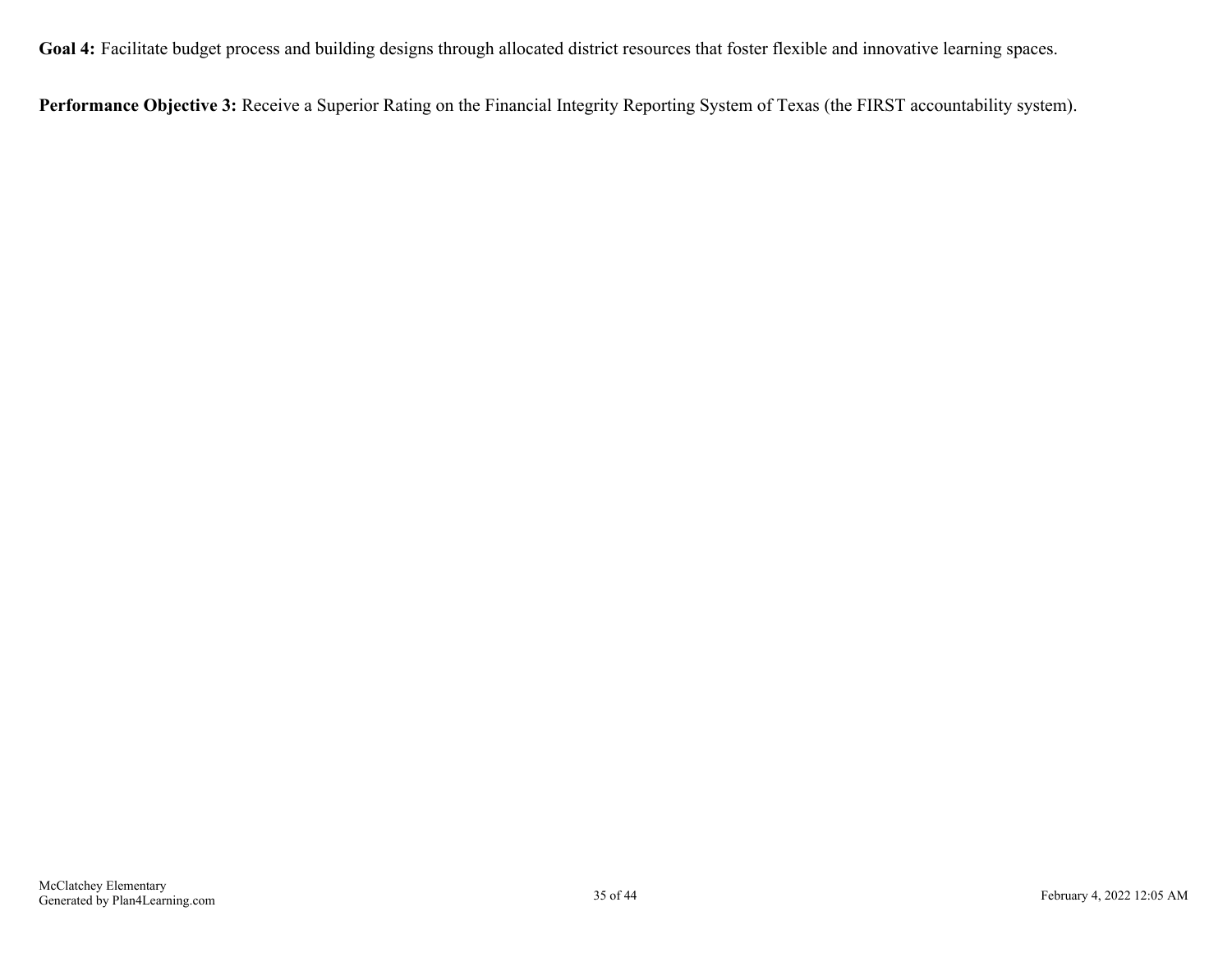**Goal 4:** Facilitate budget process and building designs through allocated district resources that foster flexible and innovative learning spaces.

**Performance Objective 3:** Receive a Superior Rating on the Financial Integrity Reporting System of Texas (the FIRST accountability system).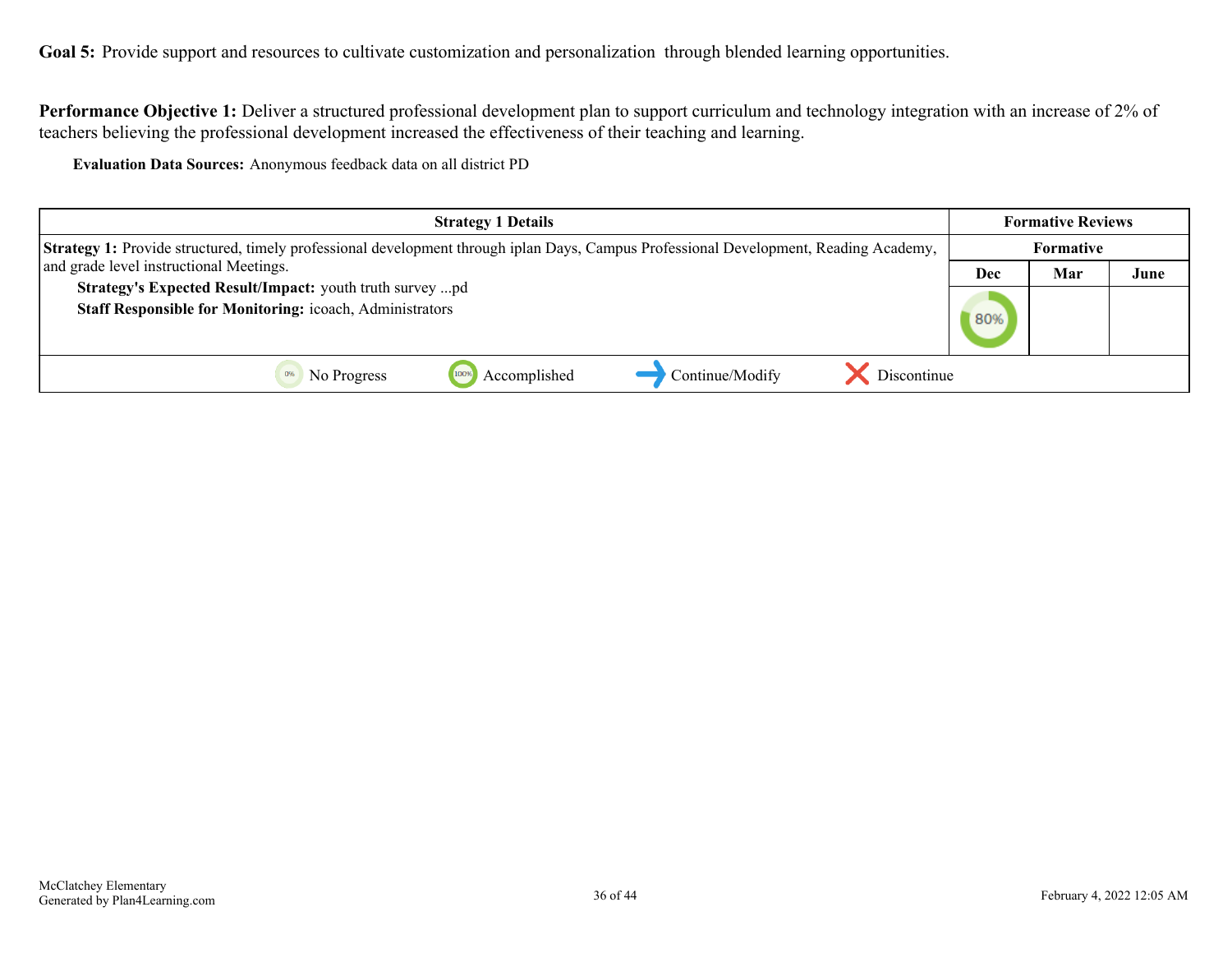**Goal 5:** Provide support and resources to cultivate customization and personalization through blended learning opportunities.

**Performance Objective 1:** Deliver a structured professional development plan to support curriculum and technology integration with an increase of 2% of teachers believing the professional development increased the effectiveness of their teaching and learning.

**Evaluation Data Sources:** Anonymous feedback data on all district PD

| Strategy 1 Details | Formative Reviews | | |
|---|---|---|---|
| | Formative | | |
| **Strategy 1:** Provide structured, timely professional development through iplan Days, Campus Professional Development, Reading Academy, and grade level instructional Meetings.<br>**Strategy's Expected Result/Impact:** youth truth survey ...pd<br>**Staff Responsible for Monitoring:** icoach, Administrators | Dec | Mar | June |
| | 80% | | |

0% No Progress | 100% Accomplished | Continue/Modify | Discontinue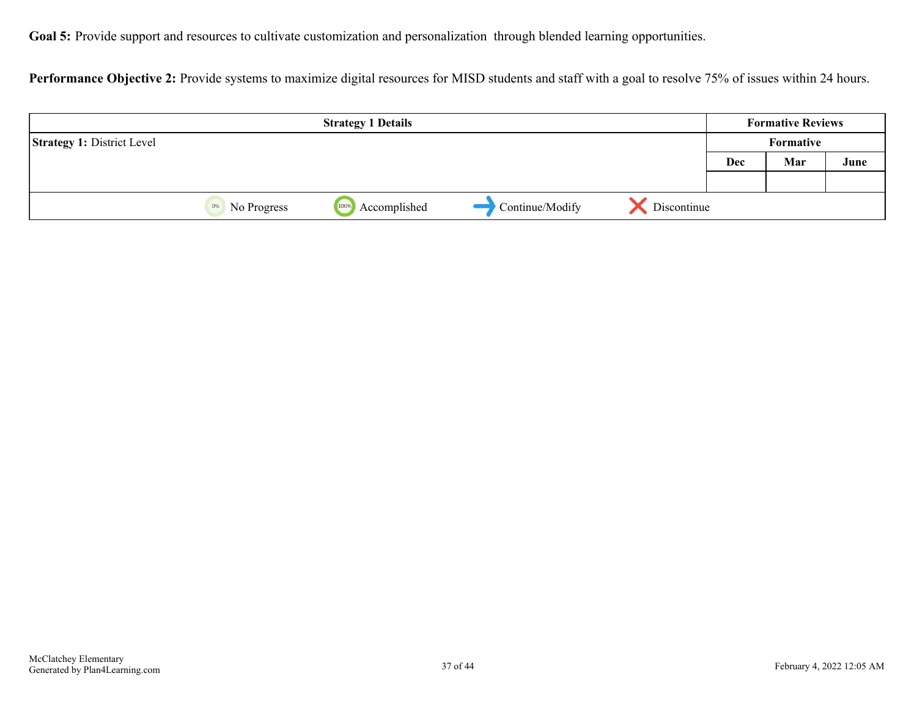**Goal 5:** Provide support and resources to cultivate customization and personalization through blended learning opportunities.

**Performance Objective 2:** Provide systems to maximize digital resources for MISD students and staff with a goal to resolve 75% of issues within 24 hours.

| Strategy 1 Details | Formative Reviews | | |
|---|---|---|---|
| **Strategy 1:** District Level | Formative | | |
| | Dec | Mar | June |
| | | | |
| No Progress / Accomplished / Continue/Modify / Discontinue | | | |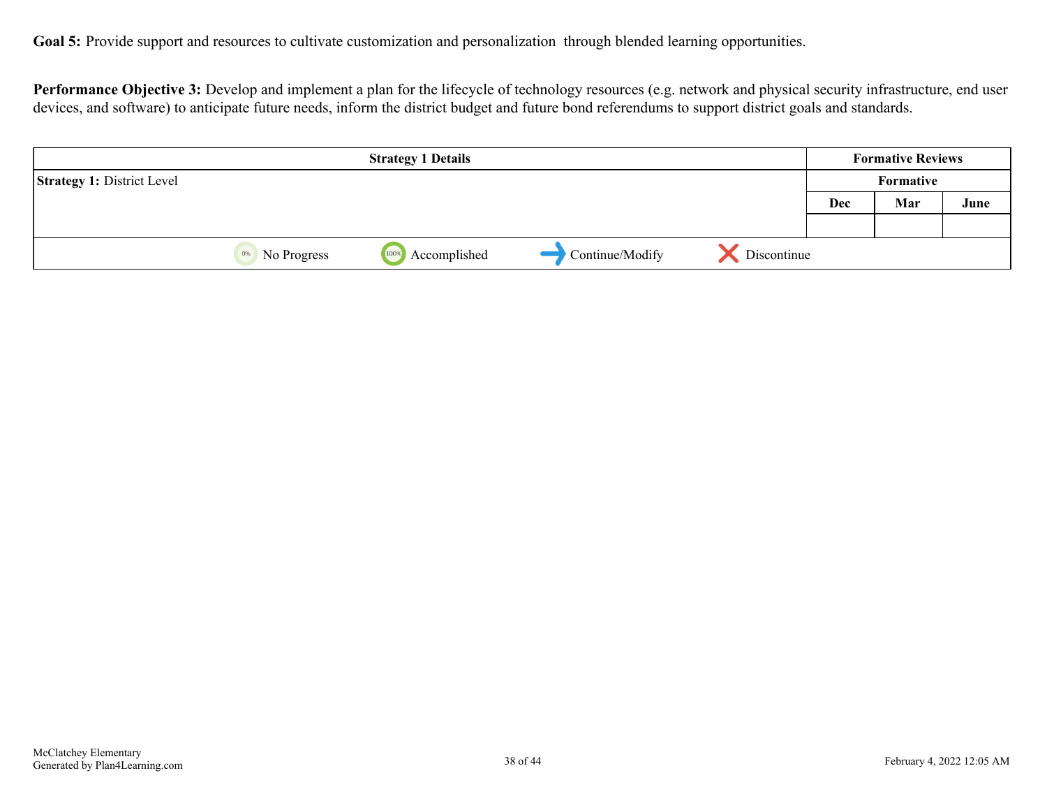**Goal 5:** Provide support and resources to cultivate customization and personalization through blended learning opportunities.

**Performance Objective 3:** Develop and implement a plan for the lifecycle of technology resources (e.g. network and physical security infrastructure, end user devices, and software) to anticipate future needs, inform the district budget and future bond referendums to support district goals and standards.

| Strategy 1 Details | Formative Reviews | | |
|---|---|---|---|
| | Formative | | |
| **Strategy 1:** District Level | Dec | Mar | June |
| | | | |

0% No Progress | 100% Accomplished | Continue/Modify | Discontinue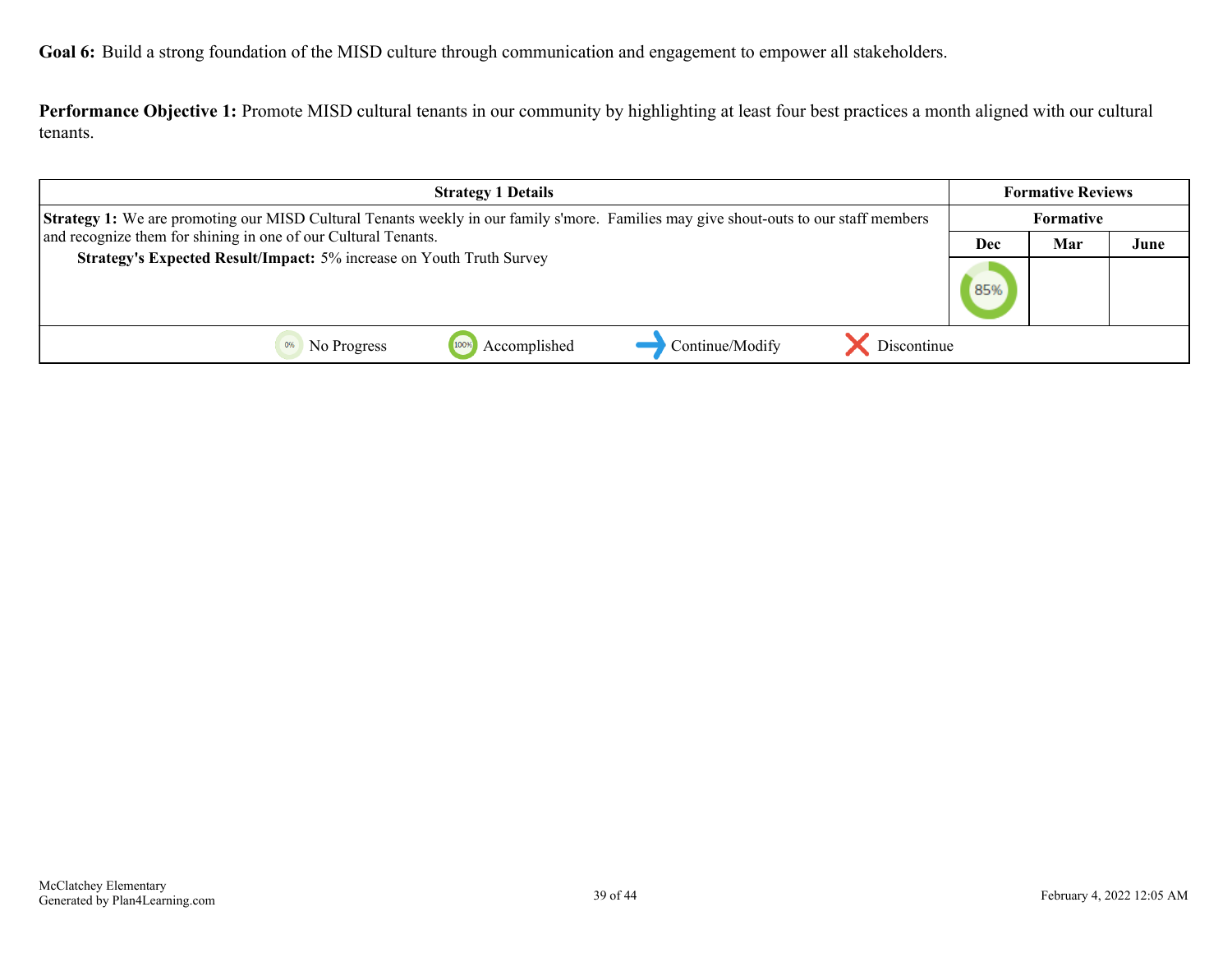**Goal 6:** Build a strong foundation of the MISD culture through communication and engagement to empower all stakeholders.

**Performance Objective 1:** Promote MISD cultural tenants in our community by highlighting at least four best practices a month aligned with our cultural tenants.

| Strategy 1 Details | Formative Reviews | | |
|---|---|---|---|
| | Formative | | |
| **Strategy 1:** We are promoting our MISD Cultural Tenants weekly in our family s'more. Families may give shout-outs to our staff members and recognize them for shining in one of our Cultural Tenants.<br>**Strategy's Expected Result/Impact:** 5% increase on Youth Truth Survey | Dec | Mar | June |
| | 85% | | |

0% No Progress | 100% Accomplished | Continue/Modify | Discontinue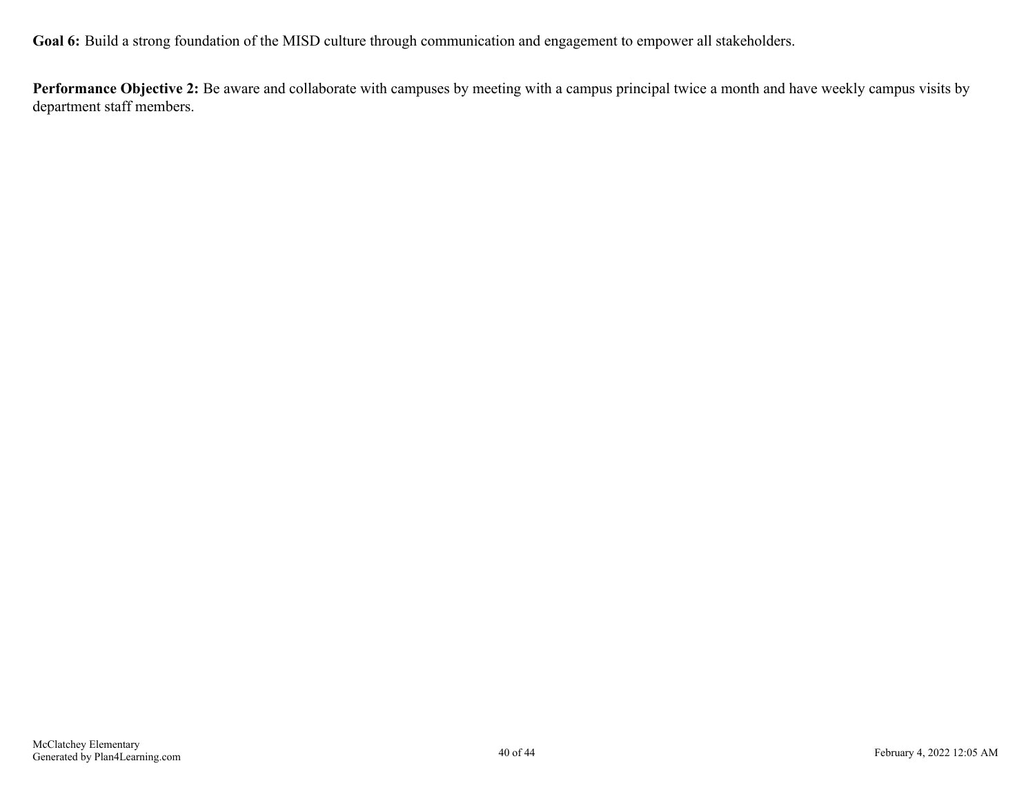**Goal 6:** Build a strong foundation of the MISD culture through communication and engagement to empower all stakeholders.

**Performance Objective 2:** Be aware and collaborate with campuses by meeting with a campus principal twice a month and have weekly campus visits by department staff members.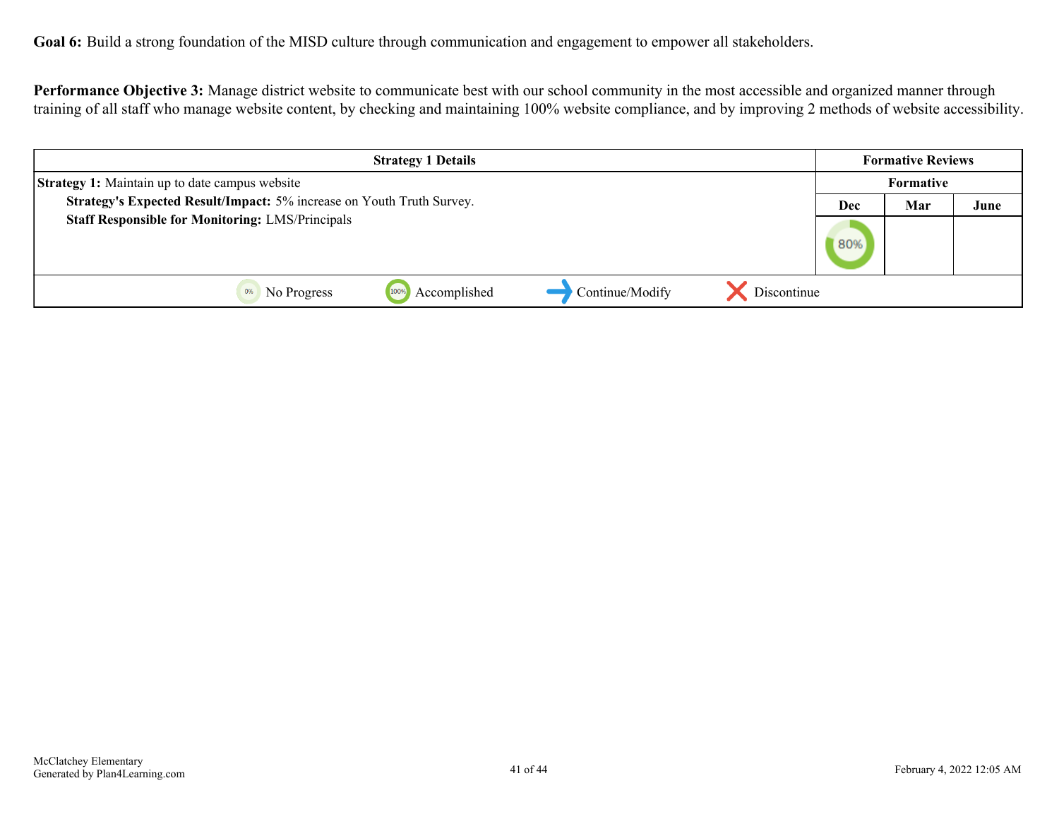**Goal 6:** Build a strong foundation of the MISD culture through communication and engagement to empower all stakeholders.

**Performance Objective 3:** Manage district website to communicate best with our school community in the most accessible and organized manner through training of all staff who manage website content, by checking and maintaining 100% website compliance, and by improving 2 methods of website accessibility.

| Strategy 1 Details | Formative Reviews | | |
|---|---|---|---|
| | Formative | | |
| | Dec | Mar | June |
| **Strategy 1:** Maintain up to date campus website<br>**Strategy's Expected Result/Impact:** 5% increase on Youth Truth Survey.<br>**Staff Responsible for Monitoring:** LMS/Principals | 80% | | |
| 0% No Progress &nbsp; 100% Accomplished &nbsp; Continue/Modify &nbsp; Discontinue | | | |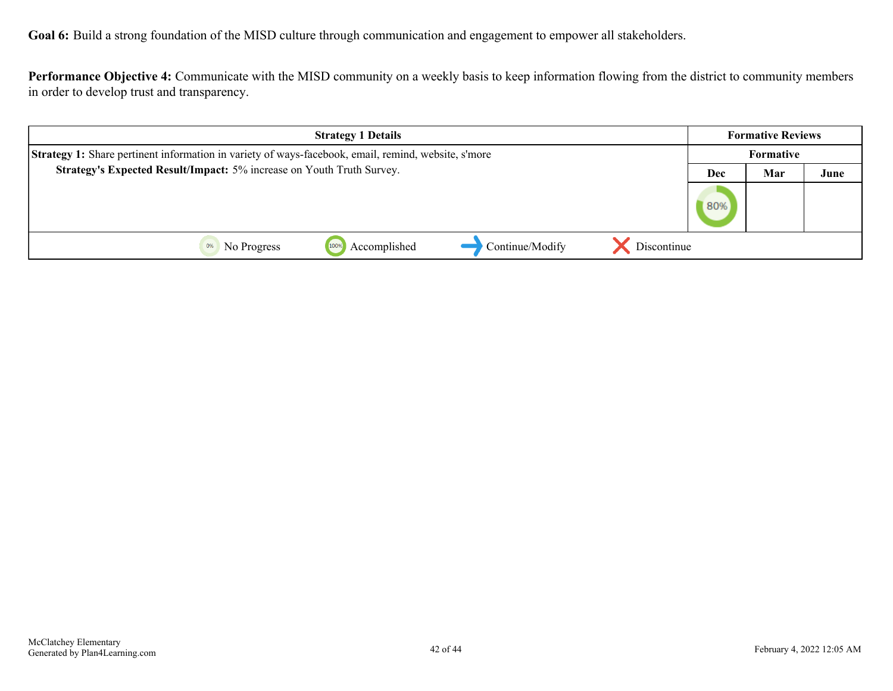**Goal 6:** Build a strong foundation of the MISD culture through communication and engagement to empower all stakeholders.

**Performance Objective 4:** Communicate with the MISD community on a weekly basis to keep information flowing from the district to community members in order to develop trust and transparency.

| Strategy 1 Details | Formative Reviews | | |
|---|---|---|---|
| | Formative | | |
| **Strategy 1:** Share pertinent information in variety of ways-facebook, email, remind, website, s'more<br>**Strategy's Expected Result/Impact:** 5% increase on Youth Truth Survey. | Dec | Mar | June |
| | 80% | | |
| 0% No Progress &nbsp;&nbsp; 100% Accomplished &nbsp;&nbsp; Continue/Modify &nbsp;&nbsp; Discontinue | | | |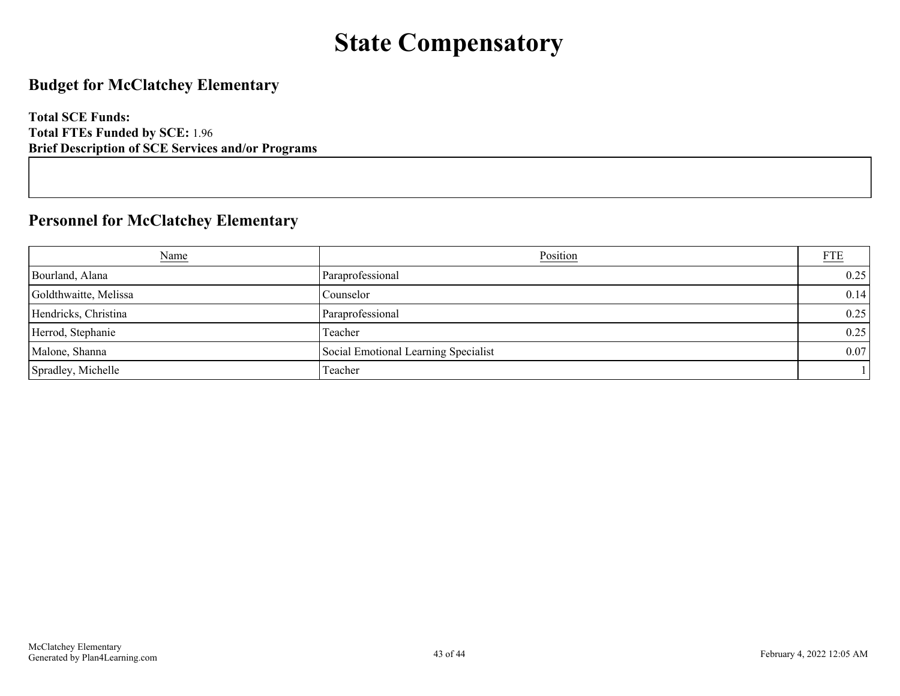# State Compensatory

## Budget for McClatchey Elementary

**Total SCE Funds:**
**Total FTEs Funded by SCE:** 1.96
**Brief Description of SCE Services and/or Programs**

## Personnel for McClatchey Elementary

| Name | Position | FTE |
|---|---|---|
| Bourland, Alana | Paraprofessional | 0.25 |
| Goldthwaitte, Melissa | Counselor | 0.14 |
| Hendricks, Christina | Paraprofessional | 0.25 |
| Herrod, Stephanie | Teacher | 0.25 |
| Malone, Shanna | Social Emotional Learning Specialist | 0.07 |
| Spradley, Michelle | Teacher | 1 |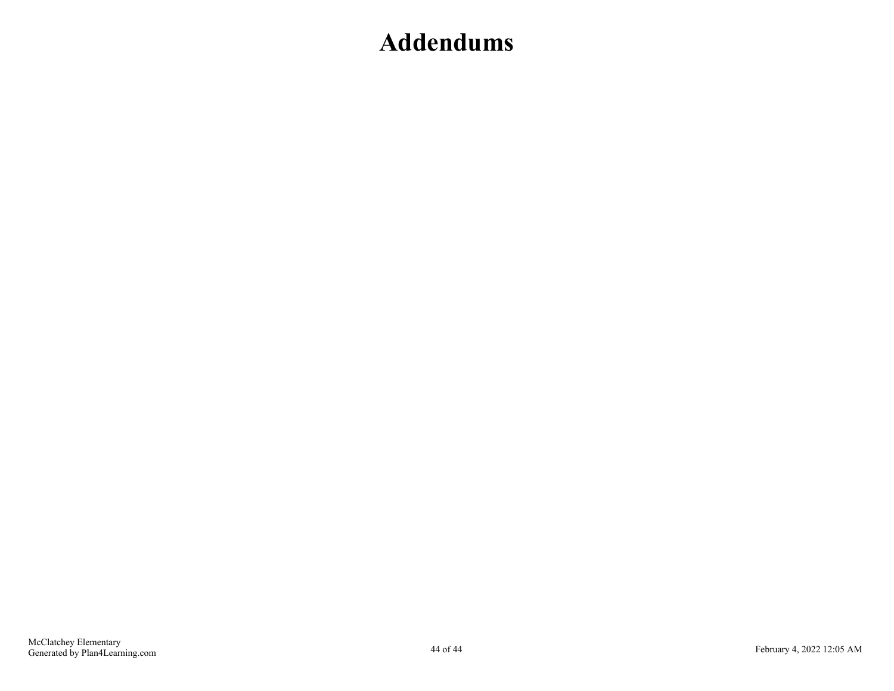# Addendums